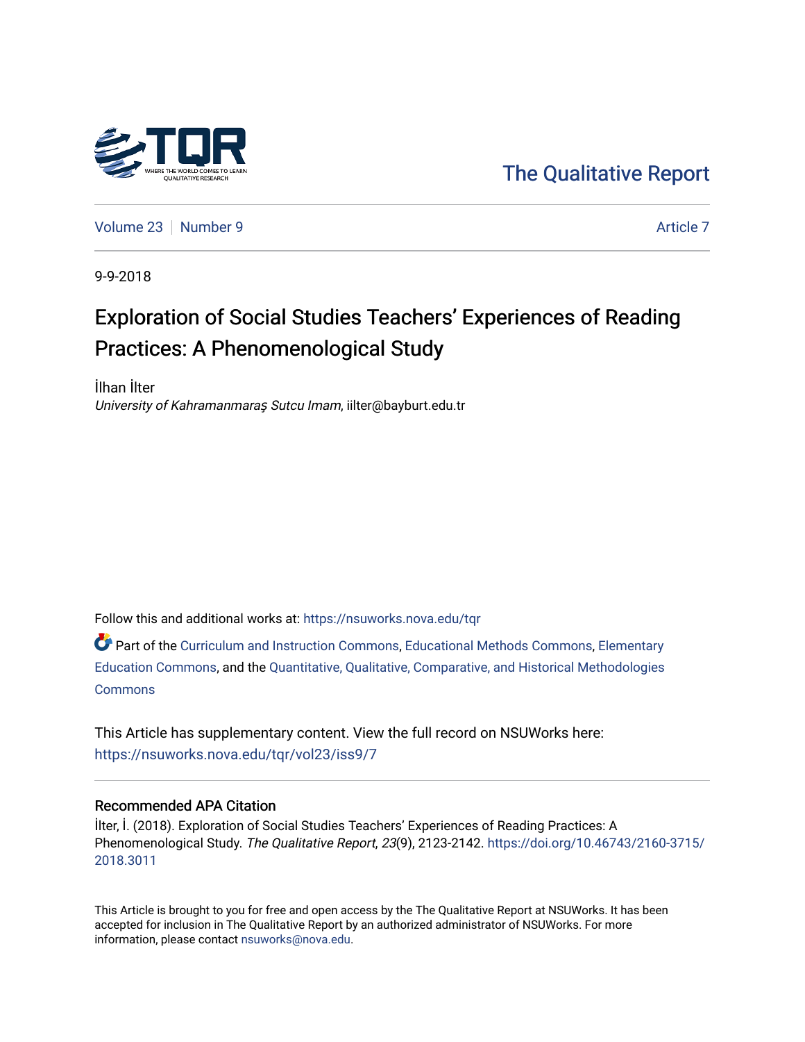The Qualitative Report

Volume 23 | Number 9 | Article 7

9-9-2018

# Exploration of Social Studies Teachers' Experiences of Reading Practices: A Phenomenological Study

İlhan İlter
*University of Kahramanmaraş Sutcu Imam*, iilter@bayburt.edu.tr

Follow this and additional works at: https://nsuworks.nova.edu/tqr

Part of the Curriculum and Instruction Commons, Educational Methods Commons, Elementary Education Commons, and the Quantitative, Qualitative, Comparative, and Historical Methodologies Commons

This Article has supplementary content. View the full record on NSUWorks here: https://nsuworks.nova.edu/tqr/vol23/iss9/7

## Recommended APA Citation

İlter, İ. (2018). Exploration of Social Studies Teachers' Experiences of Reading Practices: A Phenomenological Study. *The Qualitative Report*, *23*(9), 2123-2142. https://doi.org/10.46743/2160-3715/2018.3011

This Article is brought to you for free and open access by the The Qualitative Report at NSUWorks. It has been accepted for inclusion in The Qualitative Report by an authorized administrator of NSUWorks. For more information, please contact nsuworks@nova.edu.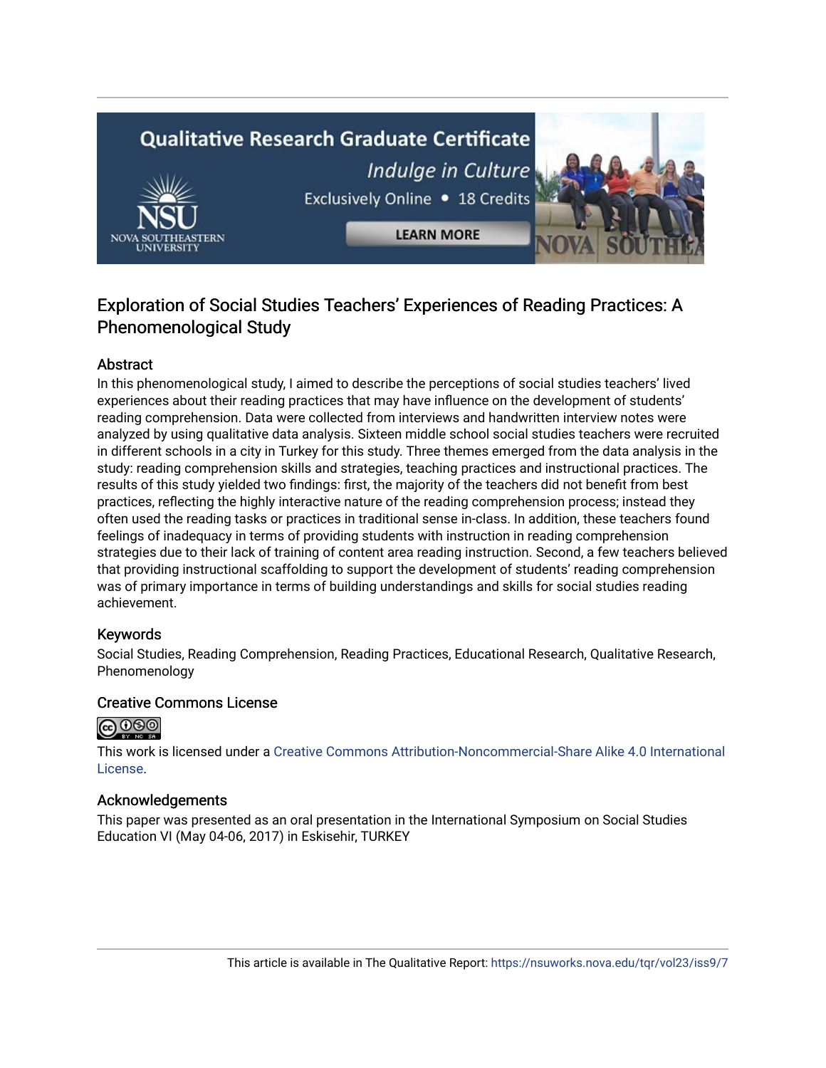Qualitative Research Graduate Certificate

*Indulge in Culture*

Exclusively Online • 18 Credits

LEARN MORE

# Exploration of Social Studies Teachers' Experiences of Reading Practices: A Phenomenological Study

## Abstract

In this phenomenological study, I aimed to describe the perceptions of social studies teachers' lived experiences about their reading practices that may have influence on the development of students' reading comprehension. Data were collected from interviews and handwritten interview notes were analyzed by using qualitative data analysis. Sixteen middle school social studies teachers were recruited in different schools in a city in Turkey for this study. Three themes emerged from the data analysis in the study: reading comprehension skills and strategies, teaching practices and instructional practices. The results of this study yielded two findings: first, the majority of the teachers did not benefit from best practices, reflecting the highly interactive nature of the reading comprehension process; instead they often used the reading tasks or practices in traditional sense in-class. In addition, these teachers found feelings of inadequacy in terms of providing students with instruction in reading comprehension strategies due to their lack of training of content area reading instruction. Second, a few teachers believed that providing instructional scaffolding to support the development of students' reading comprehension was of primary importance in terms of building understandings and skills for social studies reading achievement.

## Keywords

Social Studies, Reading Comprehension, Reading Practices, Educational Research, Qualitative Research, Phenomenology

## Creative Commons License

This work is licensed under a Creative Commons Attribution-Noncommercial-Share Alike 4.0 International License.

## Acknowledgements

This paper was presented as an oral presentation in the International Symposium on Social Studies Education VI (May 04-06, 2017) in Eskisehir, TURKEY

This article is available in The Qualitative Report: https://nsuworks.nova.edu/tqr/vol23/iss9/7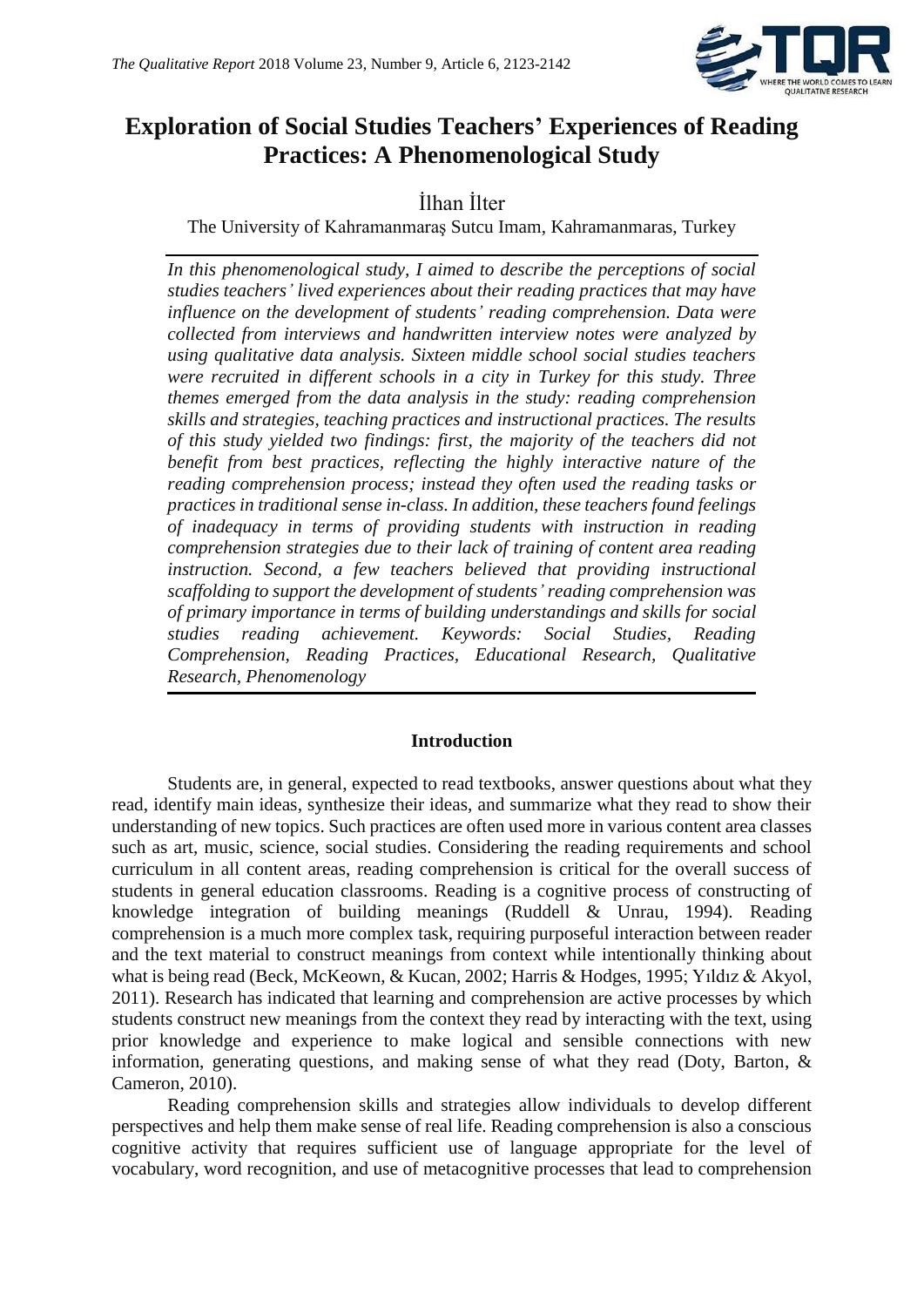# Exploration of Social Studies Teachers' Experiences of Reading Practices: A Phenomenological Study

İlhan İlter

The University of Kahramanmaraş Sutcu Imam, Kahramanmaras, Turkey

*In this phenomenological study, I aimed to describe the perceptions of social studies teachers' lived experiences about their reading practices that may have influence on the development of students' reading comprehension. Data were collected from interviews and handwritten interview notes were analyzed by using qualitative data analysis. Sixteen middle school social studies teachers were recruited in different schools in a city in Turkey for this study. Three themes emerged from the data analysis in the study: reading comprehension skills and strategies, teaching practices and instructional practices. The results of this study yielded two findings: first, the majority of the teachers did not benefit from best practices, reflecting the highly interactive nature of the reading comprehension process; instead they often used the reading tasks or practices in traditional sense in-class. In addition, these teachers found feelings of inadequacy in terms of providing students with instruction in reading comprehension strategies due to their lack of training of content area reading instruction. Second, a few teachers believed that providing instructional scaffolding to support the development of students' reading comprehension was of primary importance in terms of building understandings and skills for social studies reading achievement. Keywords: Social Studies, Reading Comprehension, Reading Practices, Educational Research, Qualitative Research, Phenomenology*

## Introduction

Students are, in general, expected to read textbooks, answer questions about what they read, identify main ideas, synthesize their ideas, and summarize what they read to show their understanding of new topics. Such practices are often used more in various content area classes such as art, music, science, social studies. Considering the reading requirements and school curriculum in all content areas, reading comprehension is critical for the overall success of students in general education classrooms. Reading is a cognitive process of constructing of knowledge integration of building meanings (Ruddell & Unrau, 1994). Reading comprehension is a much more complex task, requiring purposeful interaction between reader and the text material to construct meanings from context while intentionally thinking about what is being read (Beck, McKeown, & Kucan, 2002; Harris & Hodges, 1995; Yıldız & Akyol, 2011). Research has indicated that learning and comprehension are active processes by which students construct new meanings from the context they read by interacting with the text, using prior knowledge and experience to make logical and sensible connections with new information, generating questions, and making sense of what they read (Doty, Barton, & Cameron, 2010).

Reading comprehension skills and strategies allow individuals to develop different perspectives and help them make sense of real life. Reading comprehension is also a conscious cognitive activity that requires sufficient use of language appropriate for the level of vocabulary, word recognition, and use of metacognitive processes that lead to comprehension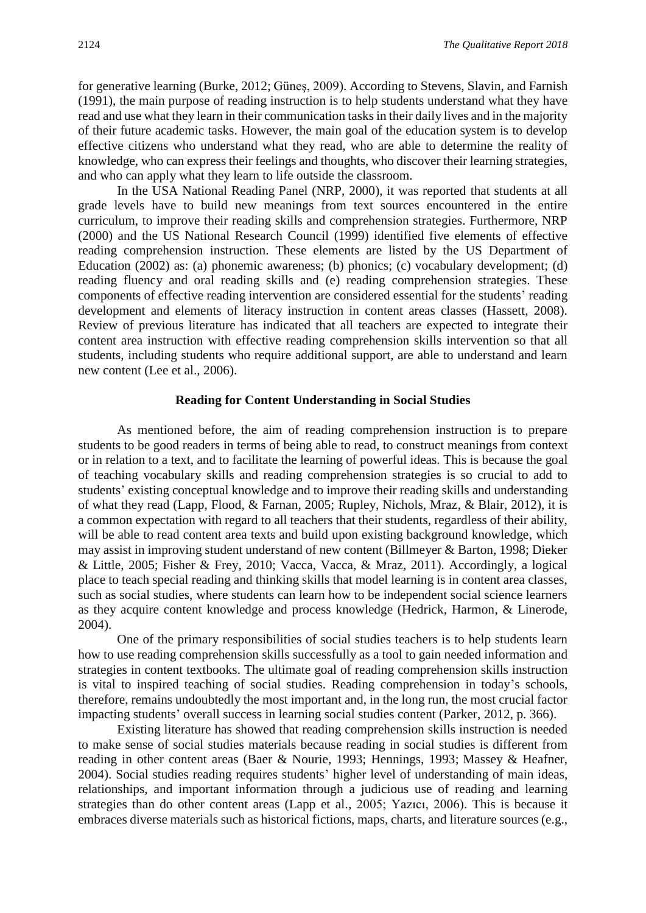for generative learning (Burke, 2012; Güneş, 2009). According to Stevens, Slavin, and Farnish (1991), the main purpose of reading instruction is to help students understand what they have read and use what they learn in their communication tasks in their daily lives and in the majority of their future academic tasks. However, the main goal of the education system is to develop effective citizens who understand what they read, who are able to determine the reality of knowledge, who can express their feelings and thoughts, who discover their learning strategies, and who can apply what they learn to life outside the classroom.

In the USA National Reading Panel (NRP, 2000), it was reported that students at all grade levels have to build new meanings from text sources encountered in the entire curriculum, to improve their reading skills and comprehension strategies. Furthermore, NRP (2000) and the US National Research Council (1999) identified five elements of effective reading comprehension instruction. These elements are listed by the US Department of Education (2002) as: (a) phonemic awareness; (b) phonics; (c) vocabulary development; (d) reading fluency and oral reading skills and (e) reading comprehension strategies. These components of effective reading intervention are considered essential for the students' reading development and elements of literacy instruction in content areas classes (Hassett, 2008). Review of previous literature has indicated that all teachers are expected to integrate their content area instruction with effective reading comprehension skills intervention so that all students, including students who require additional support, are able to understand and learn new content (Lee et al., 2006).

## Reading for Content Understanding in Social Studies

As mentioned before, the aim of reading comprehension instruction is to prepare students to be good readers in terms of being able to read, to construct meanings from context or in relation to a text, and to facilitate the learning of powerful ideas. This is because the goal of teaching vocabulary skills and reading comprehension strategies is so crucial to add to students' existing conceptual knowledge and to improve their reading skills and understanding of what they read (Lapp, Flood, & Farnan, 2005; Rupley, Nichols, Mraz, & Blair, 2012), it is a common expectation with regard to all teachers that their students, regardless of their ability, will be able to read content area texts and build upon existing background knowledge, which may assist in improving student understand of new content (Billmeyer & Barton, 1998; Dieker & Little, 2005; Fisher & Frey, 2010; Vacca, Vacca, & Mraz, 2011). Accordingly, a logical place to teach special reading and thinking skills that model learning is in content area classes, such as social studies, where students can learn how to be independent social science learners as they acquire content knowledge and process knowledge (Hedrick, Harmon, & Linerode, 2004).

One of the primary responsibilities of social studies teachers is to help students learn how to use reading comprehension skills successfully as a tool to gain needed information and strategies in content textbooks. The ultimate goal of reading comprehension skills instruction is vital to inspired teaching of social studies. Reading comprehension in today's schools, therefore, remains undoubtedly the most important and, in the long run, the most crucial factor impacting students' overall success in learning social studies content (Parker, 2012, p. 366).

Existing literature has showed that reading comprehension skills instruction is needed to make sense of social studies materials because reading in social studies is different from reading in other content areas (Baer & Nourie, 1993; Hennings, 1993; Massey & Heafner, 2004). Social studies reading requires students' higher level of understanding of main ideas, relationships, and important information through a judicious use of reading and learning strategies than do other content areas (Lapp et al., 2005; Yazıcı, 2006). This is because it embraces diverse materials such as historical fictions, maps, charts, and literature sources (e.g.,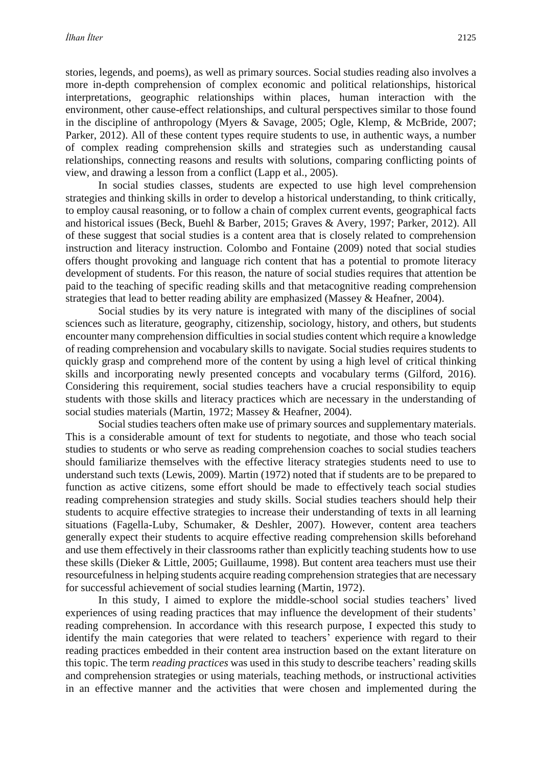stories, legends, and poems), as well as primary sources. Social studies reading also involves a more in-depth comprehension of complex economic and political relationships, historical interpretations, geographic relationships within places, human interaction with the environment, other cause-effect relationships, and cultural perspectives similar to those found in the discipline of anthropology (Myers & Savage, 2005; Ogle, Klemp, & McBride, 2007; Parker, 2012). All of these content types require students to use, in authentic ways, a number of complex reading comprehension skills and strategies such as understanding causal relationships, connecting reasons and results with solutions, comparing conflicting points of view, and drawing a lesson from a conflict (Lapp et al., 2005).

In social studies classes, students are expected to use high level comprehension strategies and thinking skills in order to develop a historical understanding, to think critically, to employ causal reasoning, or to follow a chain of complex current events, geographical facts and historical issues (Beck, Buehl & Barber, 2015; Graves & Avery, 1997; Parker, 2012). All of these suggest that social studies is a content area that is closely related to comprehension instruction and literacy instruction. Colombo and Fontaine (2009) noted that social studies offers thought provoking and language rich content that has a potential to promote literacy development of students. For this reason, the nature of social studies requires that attention be paid to the teaching of specific reading skills and that metacognitive reading comprehension strategies that lead to better reading ability are emphasized (Massey & Heafner, 2004).

Social studies by its very nature is integrated with many of the disciplines of social sciences such as literature, geography, citizenship, sociology, history, and others, but students encounter many comprehension difficulties in social studies content which require a knowledge of reading comprehension and vocabulary skills to navigate. Social studies requires students to quickly grasp and comprehend more of the content by using a high level of critical thinking skills and incorporating newly presented concepts and vocabulary terms (Gilford, 2016). Considering this requirement, social studies teachers have a crucial responsibility to equip students with those skills and literacy practices which are necessary in the understanding of social studies materials (Martin, 1972; Massey & Heafner, 2004).

Social studies teachers often make use of primary sources and supplementary materials. This is a considerable amount of text for students to negotiate, and those who teach social studies to students or who serve as reading comprehension coaches to social studies teachers should familiarize themselves with the effective literacy strategies students need to use to understand such texts (Lewis, 2009). Martin (1972) noted that if students are to be prepared to function as active citizens, some effort should be made to effectively teach social studies reading comprehension strategies and study skills. Social studies teachers should help their students to acquire effective strategies to increase their understanding of texts in all learning situations (Fagella-Luby, Schumaker, & Deshler, 2007). However, content area teachers generally expect their students to acquire effective reading comprehension skills beforehand and use them effectively in their classrooms rather than explicitly teaching students how to use these skills (Dieker & Little, 2005; Guillaume, 1998). But content area teachers must use their resourcefulness in helping students acquire reading comprehension strategies that are necessary for successful achievement of social studies learning (Martin, 1972).

In this study, I aimed to explore the middle-school social studies teachers' lived experiences of using reading practices that may influence the development of their students' reading comprehension. In accordance with this research purpose, I expected this study to identify the main categories that were related to teachers' experience with regard to their reading practices embedded in their content area instruction based on the extant literature on this topic. The term *reading practices* was used in this study to describe teachers' reading skills and comprehension strategies or using materials, teaching methods, or instructional activities in an effective manner and the activities that were chosen and implemented during the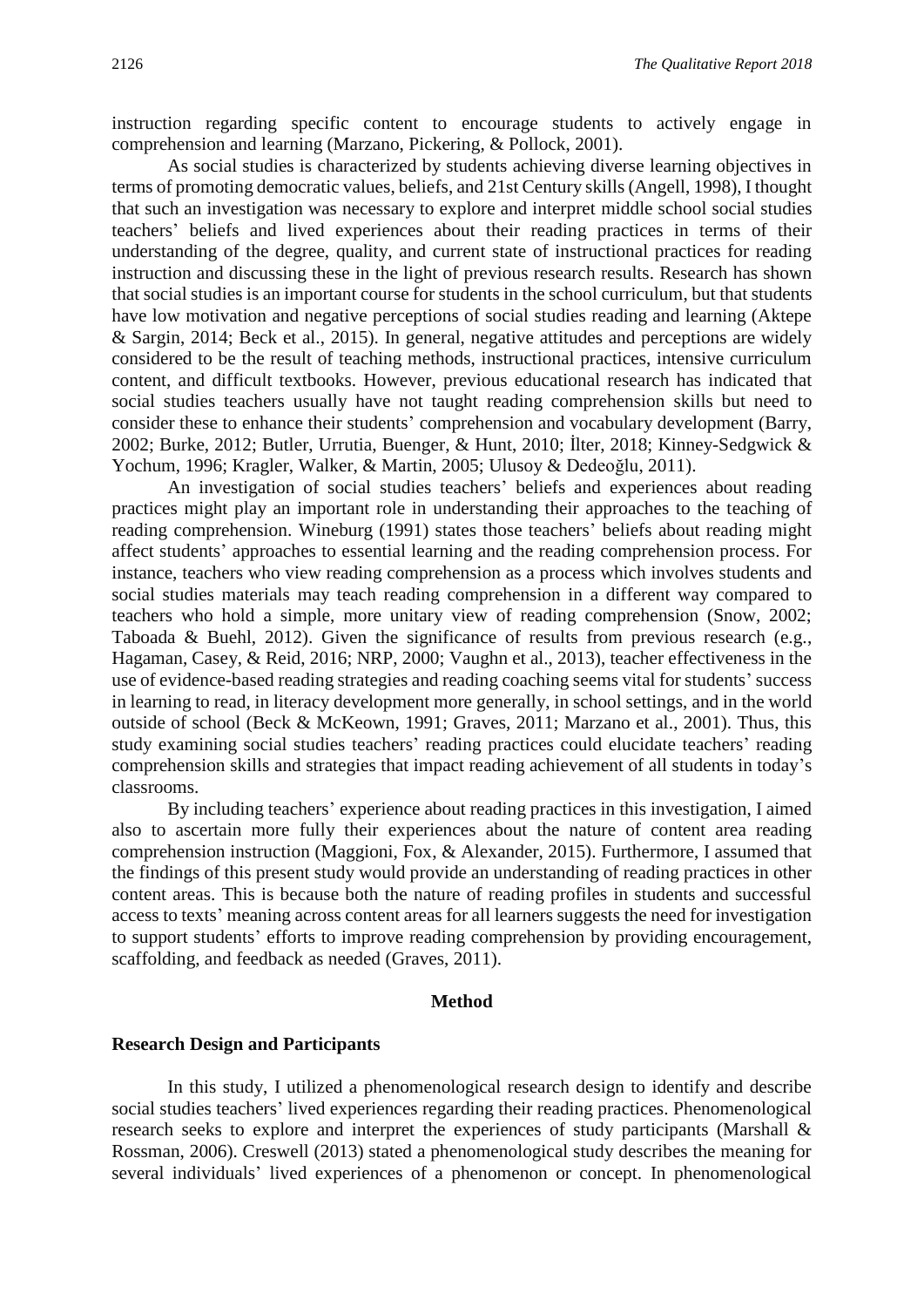instruction regarding specific content to encourage students to actively engage in comprehension and learning (Marzano, Pickering, & Pollock, 2001).

As social studies is characterized by students achieving diverse learning objectives in terms of promoting democratic values, beliefs, and 21st Century skills (Angell, 1998), I thought that such an investigation was necessary to explore and interpret middle school social studies teachers' beliefs and lived experiences about their reading practices in terms of their understanding of the degree, quality, and current state of instructional practices for reading instruction and discussing these in the light of previous research results. Research has shown that social studies is an important course for students in the school curriculum, but that students have low motivation and negative perceptions of social studies reading and learning (Aktepe & Sargin, 2014; Beck et al., 2015). In general, negative attitudes and perceptions are widely considered to be the result of teaching methods, instructional practices, intensive curriculum content, and difficult textbooks. However, previous educational research has indicated that social studies teachers usually have not taught reading comprehension skills but need to consider these to enhance their students' comprehension and vocabulary development (Barry, 2002; Burke, 2012; Butler, Urrutia, Buenger, & Hunt, 2010; İlter, 2018; Kinney-Sedgwick & Yochum, 1996; Kragler, Walker, & Martin, 2005; Ulusoy & Dedeoğlu, 2011).

An investigation of social studies teachers' beliefs and experiences about reading practices might play an important role in understanding their approaches to the teaching of reading comprehension. Wineburg (1991) states those teachers' beliefs about reading might affect students' approaches to essential learning and the reading comprehension process. For instance, teachers who view reading comprehension as a process which involves students and social studies materials may teach reading comprehension in a different way compared to teachers who hold a simple, more unitary view of reading comprehension (Snow, 2002; Taboada & Buehl, 2012). Given the significance of results from previous research (e.g., Hagaman, Casey, & Reid, 2016; NRP, 2000; Vaughn et al., 2013), teacher effectiveness in the use of evidence-based reading strategies and reading coaching seems vital for students' success in learning to read, in literacy development more generally, in school settings, and in the world outside of school (Beck & McKeown, 1991; Graves, 2011; Marzano et al., 2001). Thus, this study examining social studies teachers' reading practices could elucidate teachers' reading comprehension skills and strategies that impact reading achievement of all students in today's classrooms.

By including teachers' experience about reading practices in this investigation, I aimed also to ascertain more fully their experiences about the nature of content area reading comprehension instruction (Maggioni, Fox, & Alexander, 2015). Furthermore, I assumed that the findings of this present study would provide an understanding of reading practices in other content areas. This is because both the nature of reading profiles in students and successful access to texts' meaning across content areas for all learners suggests the need for investigation to support students' efforts to improve reading comprehension by providing encouragement, scaffolding, and feedback as needed (Graves, 2011).

## Method

### Research Design and Participants

In this study, I utilized a phenomenological research design to identify and describe social studies teachers' lived experiences regarding their reading practices. Phenomenological research seeks to explore and interpret the experiences of study participants (Marshall & Rossman, 2006). Creswell (2013) stated a phenomenological study describes the meaning for several individuals' lived experiences of a phenomenon or concept. In phenomenological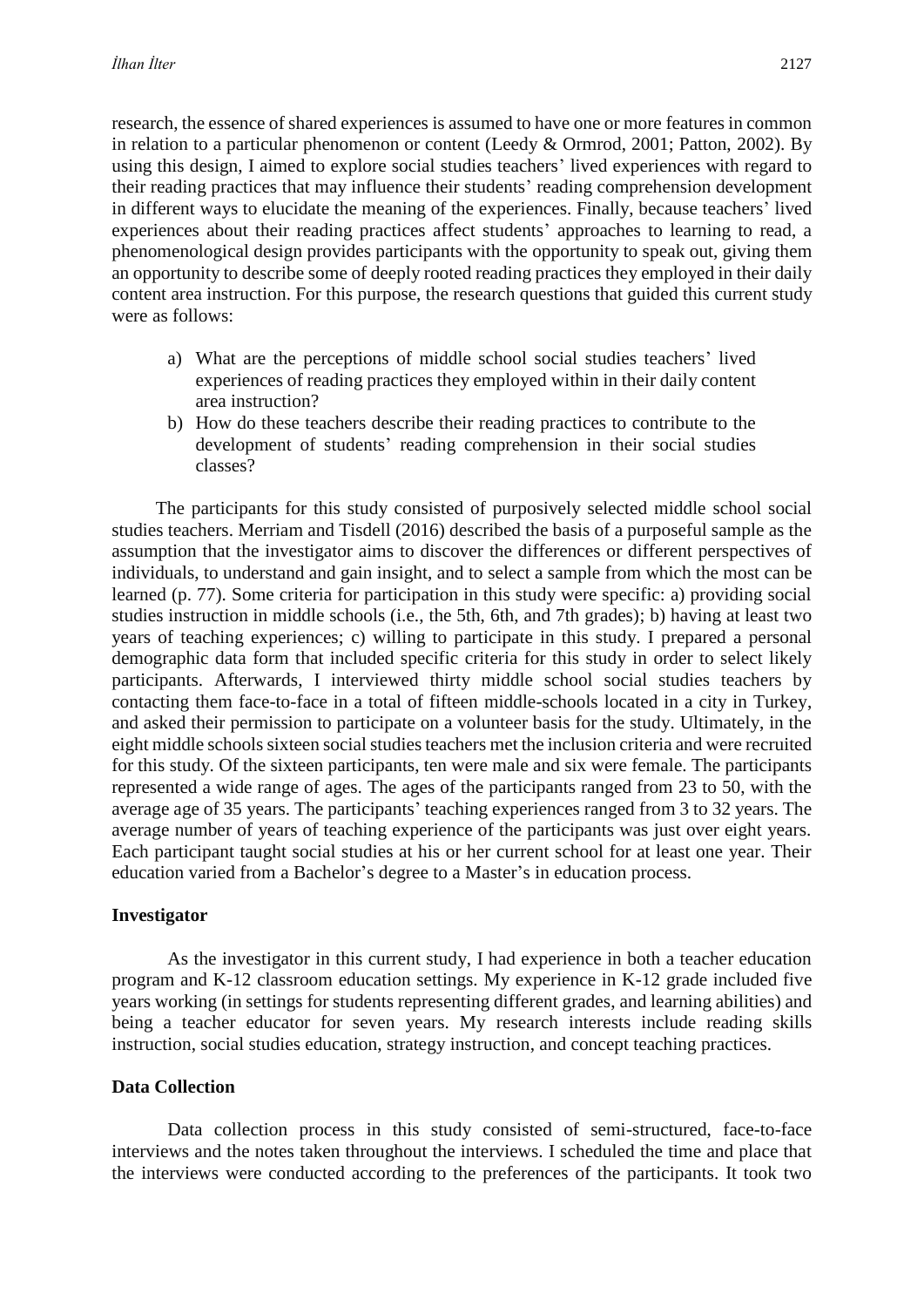research, the essence of shared experiences is assumed to have one or more features in common in relation to a particular phenomenon or content (Leedy & Ormrod, 2001; Patton, 2002). By using this design, I aimed to explore social studies teachers' lived experiences with regard to their reading practices that may influence their students' reading comprehension development in different ways to elucidate the meaning of the experiences. Finally, because teachers' lived experiences about their reading practices affect students' approaches to learning to read, a phenomenological design provides participants with the opportunity to speak out, giving them an opportunity to describe some of deeply rooted reading practices they employed in their daily content area instruction. For this purpose, the research questions that guided this current study were as follows:

a) What are the perceptions of middle school social studies teachers' lived experiences of reading practices they employed within in their daily content area instruction?
b) How do these teachers describe their reading practices to contribute to the development of students' reading comprehension in their social studies classes?

The participants for this study consisted of purposively selected middle school social studies teachers. Merriam and Tisdell (2016) described the basis of a purposeful sample as the assumption that the investigator aims to discover the differences or different perspectives of individuals, to understand and gain insight, and to select a sample from which the most can be learned (p. 77). Some criteria for participation in this study were specific: a) providing social studies instruction in middle schools (i.e., the 5th, 6th, and 7th grades); b) having at least two years of teaching experiences; c) willing to participate in this study. I prepared a personal demographic data form that included specific criteria for this study in order to select likely participants. Afterwards, I interviewed thirty middle school social studies teachers by contacting them face-to-face in a total of fifteen middle-schools located in a city in Turkey, and asked their permission to participate on a volunteer basis for the study. Ultimately, in the eight middle schools sixteen social studies teachers met the inclusion criteria and were recruited for this study. Of the sixteen participants, ten were male and six were female. The participants represented a wide range of ages. The ages of the participants ranged from 23 to 50, with the average age of 35 years. The participants' teaching experiences ranged from 3 to 32 years. The average number of years of teaching experience of the participants was just over eight years. Each participant taught social studies at his or her current school for at least one year. Their education varied from a Bachelor's degree to a Master's in education process.

## Investigator

As the investigator in this current study, I had experience in both a teacher education program and K-12 classroom education settings. My experience in K-12 grade included five years working (in settings for students representing different grades, and learning abilities) and being a teacher educator for seven years. My research interests include reading skills instruction, social studies education, strategy instruction, and concept teaching practices.

## Data Collection

Data collection process in this study consisted of semi-structured, face-to-face interviews and the notes taken throughout the interviews. I scheduled the time and place that the interviews were conducted according to the preferences of the participants. It took two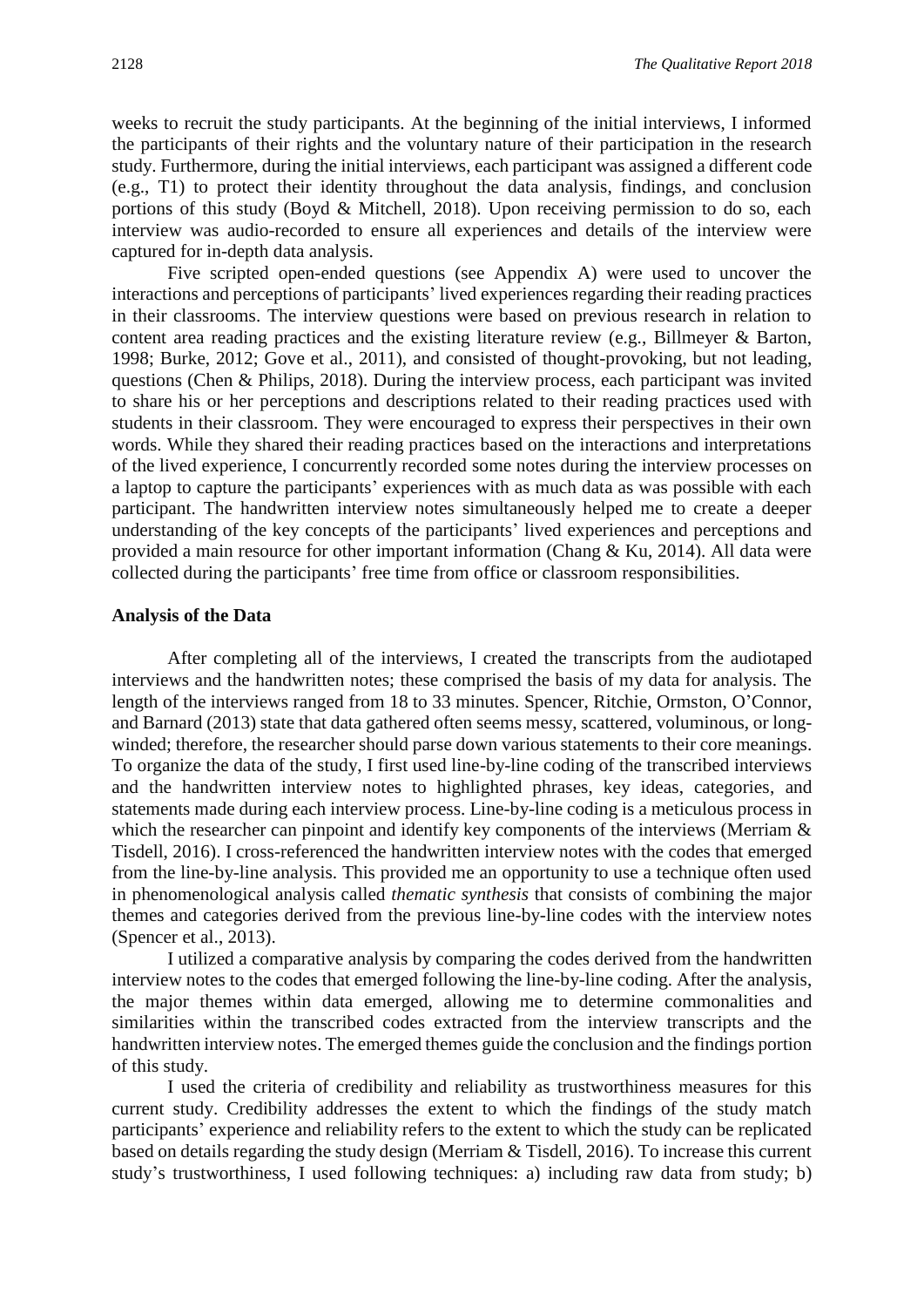weeks to recruit the study participants. At the beginning of the initial interviews, I informed the participants of their rights and the voluntary nature of their participation in the research study. Furthermore, during the initial interviews, each participant was assigned a different code (e.g., T1) to protect their identity throughout the data analysis, findings, and conclusion portions of this study (Boyd & Mitchell, 2018). Upon receiving permission to do so, each interview was audio-recorded to ensure all experiences and details of the interview were captured for in-depth data analysis.

Five scripted open-ended questions (see Appendix A) were used to uncover the interactions and perceptions of participants' lived experiences regarding their reading practices in their classrooms. The interview questions were based on previous research in relation to content area reading practices and the existing literature review (e.g., Billmeyer & Barton, 1998; Burke, 2012; Gove et al., 2011), and consisted of thought-provoking, but not leading, questions (Chen & Philips, 2018). During the interview process, each participant was invited to share his or her perceptions and descriptions related to their reading practices used with students in their classroom. They were encouraged to express their perspectives in their own words. While they shared their reading practices based on the interactions and interpretations of the lived experience, I concurrently recorded some notes during the interview processes on a laptop to capture the participants' experiences with as much data as was possible with each participant. The handwritten interview notes simultaneously helped me to create a deeper understanding of the key concepts of the participants' lived experiences and perceptions and provided a main resource for other important information (Chang & Ku, 2014). All data were collected during the participants' free time from office or classroom responsibilities.

**Analysis of the Data**

After completing all of the interviews, I created the transcripts from the audiotaped interviews and the handwritten notes; these comprised the basis of my data for analysis. The length of the interviews ranged from 18 to 33 minutes. Spencer, Ritchie, Ormston, O'Connor, and Barnard (2013) state that data gathered often seems messy, scattered, voluminous, or long-winded; therefore, the researcher should parse down various statements to their core meanings. To organize the data of the study, I first used line-by-line coding of the transcribed interviews and the handwritten interview notes to highlighted phrases, key ideas, categories, and statements made during each interview process. Line-by-line coding is a meticulous process in which the researcher can pinpoint and identify key components of the interviews (Merriam & Tisdell, 2016). I cross-referenced the handwritten interview notes with the codes that emerged from the line-by-line analysis. This provided me an opportunity to use a technique often used in phenomenological analysis called *thematic synthesis* that consists of combining the major themes and categories derived from the previous line-by-line codes with the interview notes (Spencer et al., 2013).

I utilized a comparative analysis by comparing the codes derived from the handwritten interview notes to the codes that emerged following the line-by-line coding. After the analysis, the major themes within data emerged, allowing me to determine commonalities and similarities within the transcribed codes extracted from the interview transcripts and the handwritten interview notes. The emerged themes guide the conclusion and the findings portion of this study.

I used the criteria of credibility and reliability as trustworthiness measures for this current study. Credibility addresses the extent to which the findings of the study match participants' experience and reliability refers to the extent to which the study can be replicated based on details regarding the study design (Merriam & Tisdell, 2016). To increase this current study's trustworthiness, I used following techniques: a) including raw data from study; b)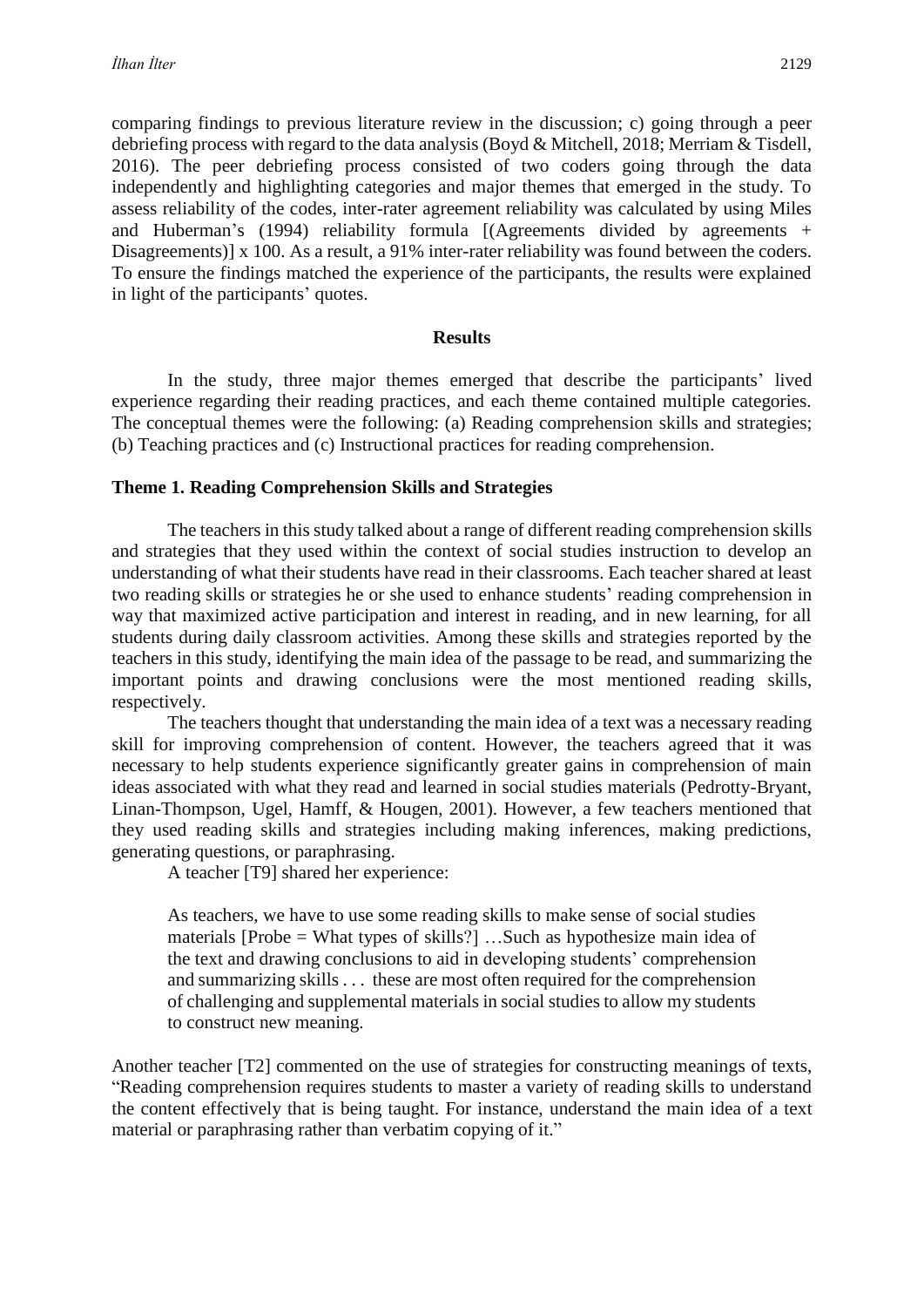comparing findings to previous literature review in the discussion; c) going through a peer debriefing process with regard to the data analysis (Boyd & Mitchell, 2018; Merriam & Tisdell, 2016). The peer debriefing process consisted of two coders going through the data independently and highlighting categories and major themes that emerged in the study. To assess reliability of the codes, inter-rater agreement reliability was calculated by using Miles and Huberman's (1994) reliability formula [(Agreements divided by agreements + Disagreements)] x 100. As a result, a 91% inter-rater reliability was found between the coders. To ensure the findings matched the experience of the participants, the results were explained in light of the participants' quotes.

## Results

In the study, three major themes emerged that describe the participants' lived experience regarding their reading practices, and each theme contained multiple categories. The conceptual themes were the following: (a) Reading comprehension skills and strategies; (b) Teaching practices and (c) Instructional practices for reading comprehension.

### Theme 1. Reading Comprehension Skills and Strategies

The teachers in this study talked about a range of different reading comprehension skills and strategies that they used within the context of social studies instruction to develop an understanding of what their students have read in their classrooms. Each teacher shared at least two reading skills or strategies he or she used to enhance students' reading comprehension in way that maximized active participation and interest in reading, and in new learning, for all students during daily classroom activities. Among these skills and strategies reported by the teachers in this study, identifying the main idea of the passage to be read, and summarizing the important points and drawing conclusions were the most mentioned reading skills, respectively.

The teachers thought that understanding the main idea of a text was a necessary reading skill for improving comprehension of content. However, the teachers agreed that it was necessary to help students experience significantly greater gains in comprehension of main ideas associated with what they read and learned in social studies materials (Pedrotty-Bryant, Linan-Thompson, Ugel, Hamff, & Hougen, 2001). However, a few teachers mentioned that they used reading skills and strategies including making inferences, making predictions, generating questions, or paraphrasing.

A teacher [T9] shared her experience:

> As teachers, we have to use some reading skills to make sense of social studies materials [Probe = What types of skills?] …Such as hypothesize main idea of the text and drawing conclusions to aid in developing students' comprehension and summarizing skills . . . these are most often required for the comprehension of challenging and supplemental materials in social studies to allow my students to construct new meaning.

Another teacher [T2] commented on the use of strategies for constructing meanings of texts, "Reading comprehension requires students to master a variety of reading skills to understand the content effectively that is being taught. For instance, understand the main idea of a text material or paraphrasing rather than verbatim copying of it."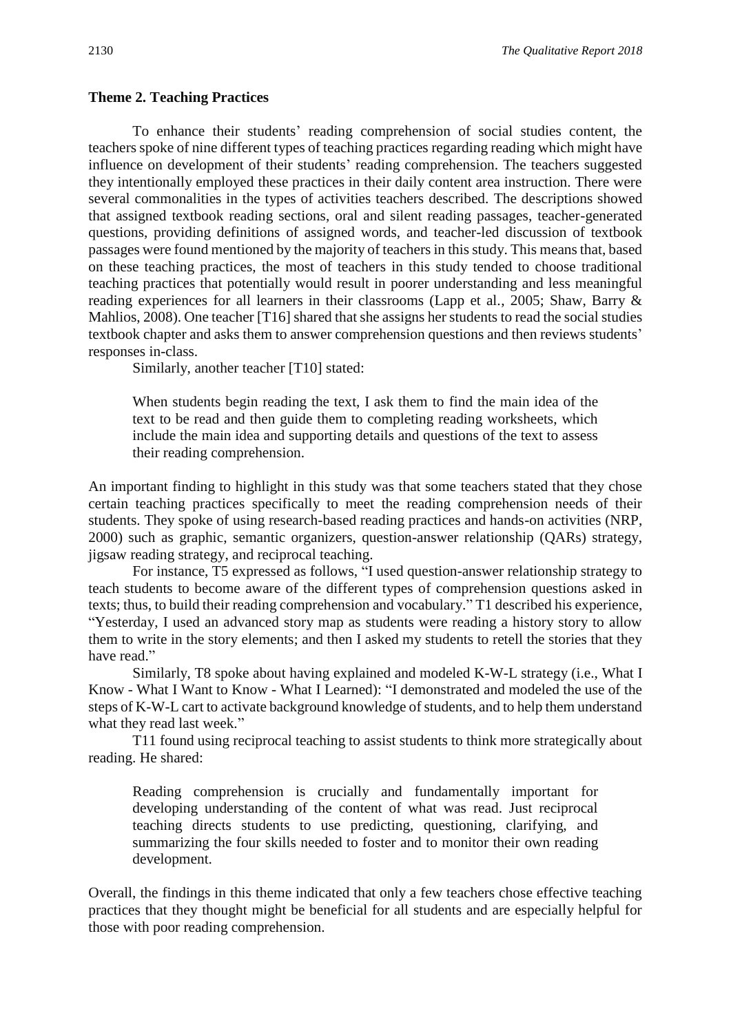### Theme 2. Teaching Practices

To enhance their students' reading comprehension of social studies content, the teachers spoke of nine different types of teaching practices regarding reading which might have influence on development of their students' reading comprehension. The teachers suggested they intentionally employed these practices in their daily content area instruction. There were several commonalities in the types of activities teachers described. The descriptions showed that assigned textbook reading sections, oral and silent reading passages, teacher-generated questions, providing definitions of assigned words, and teacher-led discussion of textbook passages were found mentioned by the majority of teachers in this study. This means that, based on these teaching practices, the most of teachers in this study tended to choose traditional teaching practices that potentially would result in poorer understanding and less meaningful reading experiences for all learners in their classrooms (Lapp et al., 2005; Shaw, Barry & Mahlios, 2008). One teacher [T16] shared that she assigns her students to read the social studies textbook chapter and asks them to answer comprehension questions and then reviews students' responses in-class.

Similarly, another teacher [T10] stated:

> When students begin reading the text, I ask them to find the main idea of the text to be read and then guide them to completing reading worksheets, which include the main idea and supporting details and questions of the text to assess their reading comprehension.

An important finding to highlight in this study was that some teachers stated that they chose certain teaching practices specifically to meet the reading comprehension needs of their students. They spoke of using research-based reading practices and hands-on activities (NRP, 2000) such as graphic, semantic organizers, question-answer relationship (QARs) strategy, jigsaw reading strategy, and reciprocal teaching.

For instance, T5 expressed as follows, "I used question-answer relationship strategy to teach students to become aware of the different types of comprehension questions asked in texts; thus, to build their reading comprehension and vocabulary." T1 described his experience, "Yesterday, I used an advanced story map as students were reading a history story to allow them to write in the story elements; and then I asked my students to retell the stories that they have read."

Similarly, T8 spoke about having explained and modeled K-W-L strategy (i.e., What I Know - What I Want to Know - What I Learned): "I demonstrated and modeled the use of the steps of K-W-L cart to activate background knowledge of students, and to help them understand what they read last week."

T11 found using reciprocal teaching to assist students to think more strategically about reading. He shared:

> Reading comprehension is crucially and fundamentally important for developing understanding of the content of what was read. Just reciprocal teaching directs students to use predicting, questioning, clarifying, and summarizing the four skills needed to foster and to monitor their own reading development.

Overall, the findings in this theme indicated that only a few teachers chose effective teaching practices that they thought might be beneficial for all students and are especially helpful for those with poor reading comprehension.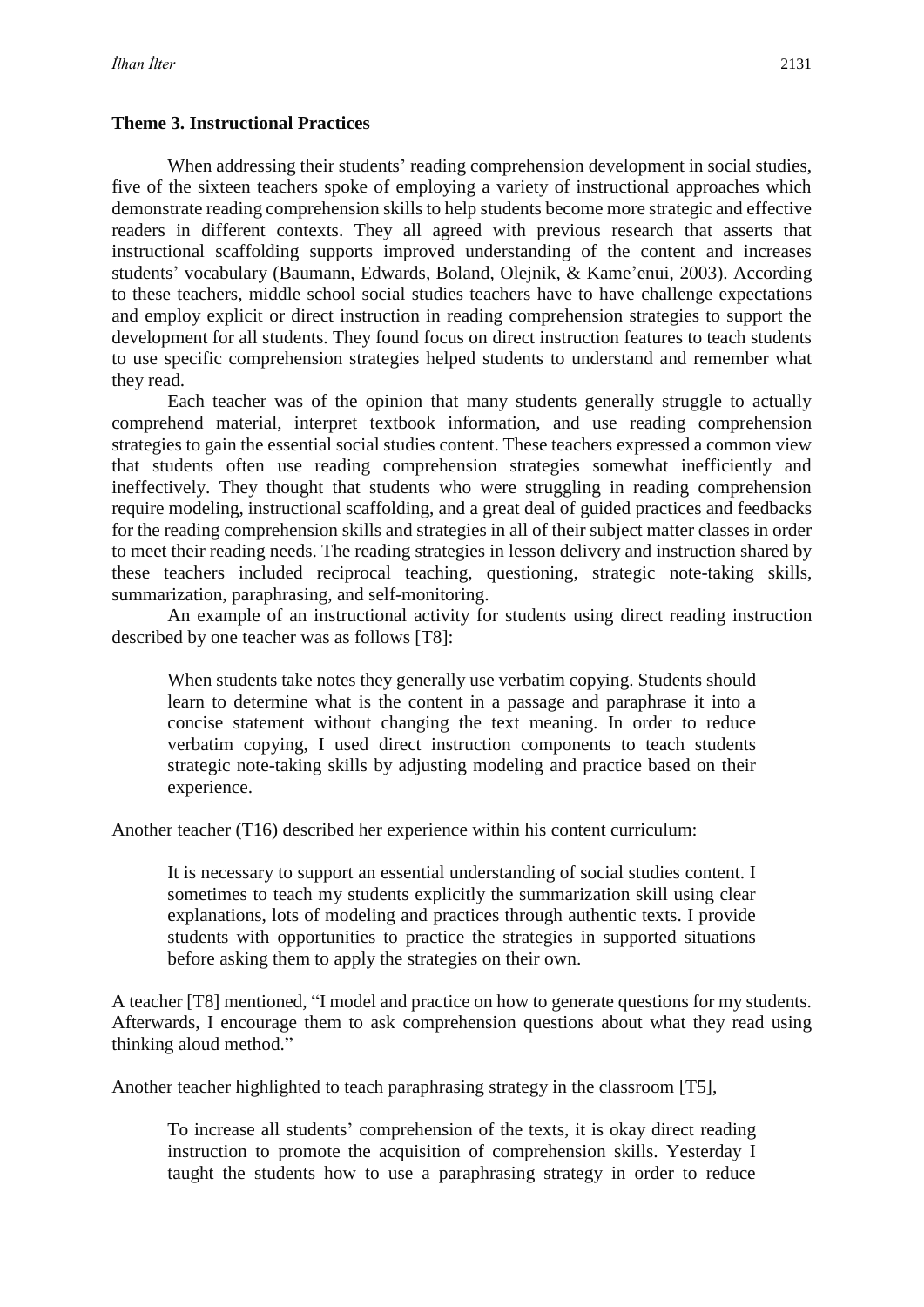### Theme 3. Instructional Practices

When addressing their students' reading comprehension development in social studies, five of the sixteen teachers spoke of employing a variety of instructional approaches which demonstrate reading comprehension skills to help students become more strategic and effective readers in different contexts. They all agreed with previous research that asserts that instructional scaffolding supports improved understanding of the content and increases students' vocabulary (Baumann, Edwards, Boland, Olejnik, & Kame'enui, 2003). According to these teachers, middle school social studies teachers have to have challenge expectations and employ explicit or direct instruction in reading comprehension strategies to support the development for all students. They found focus on direct instruction features to teach students to use specific comprehension strategies helped students to understand and remember what they read.

Each teacher was of the opinion that many students generally struggle to actually comprehend material, interpret textbook information, and use reading comprehension strategies to gain the essential social studies content. These teachers expressed a common view that students often use reading comprehension strategies somewhat inefficiently and ineffectively. They thought that students who were struggling in reading comprehension require modeling, instructional scaffolding, and a great deal of guided practices and feedbacks for the reading comprehension skills and strategies in all of their subject matter classes in order to meet their reading needs. The reading strategies in lesson delivery and instruction shared by these teachers included reciprocal teaching, questioning, strategic note-taking skills, summarization, paraphrasing, and self-monitoring.

An example of an instructional activity for students using direct reading instruction described by one teacher was as follows [T8]:

> When students take notes they generally use verbatim copying. Students should learn to determine what is the content in a passage and paraphrase it into a concise statement without changing the text meaning. In order to reduce verbatim copying, I used direct instruction components to teach students strategic note-taking skills by adjusting modeling and practice based on their experience.

Another teacher (T16) described her experience within his content curriculum:

> It is necessary to support an essential understanding of social studies content. I sometimes to teach my students explicitly the summarization skill using clear explanations, lots of modeling and practices through authentic texts. I provide students with opportunities to practice the strategies in supported situations before asking them to apply the strategies on their own.

A teacher [T8] mentioned, "I model and practice on how to generate questions for my students. Afterwards, I encourage them to ask comprehension questions about what they read using thinking aloud method."

Another teacher highlighted to teach paraphrasing strategy in the classroom [T5],

> To increase all students' comprehension of the texts, it is okay direct reading instruction to promote the acquisition of comprehension skills. Yesterday I taught the students how to use a paraphrasing strategy in order to reduce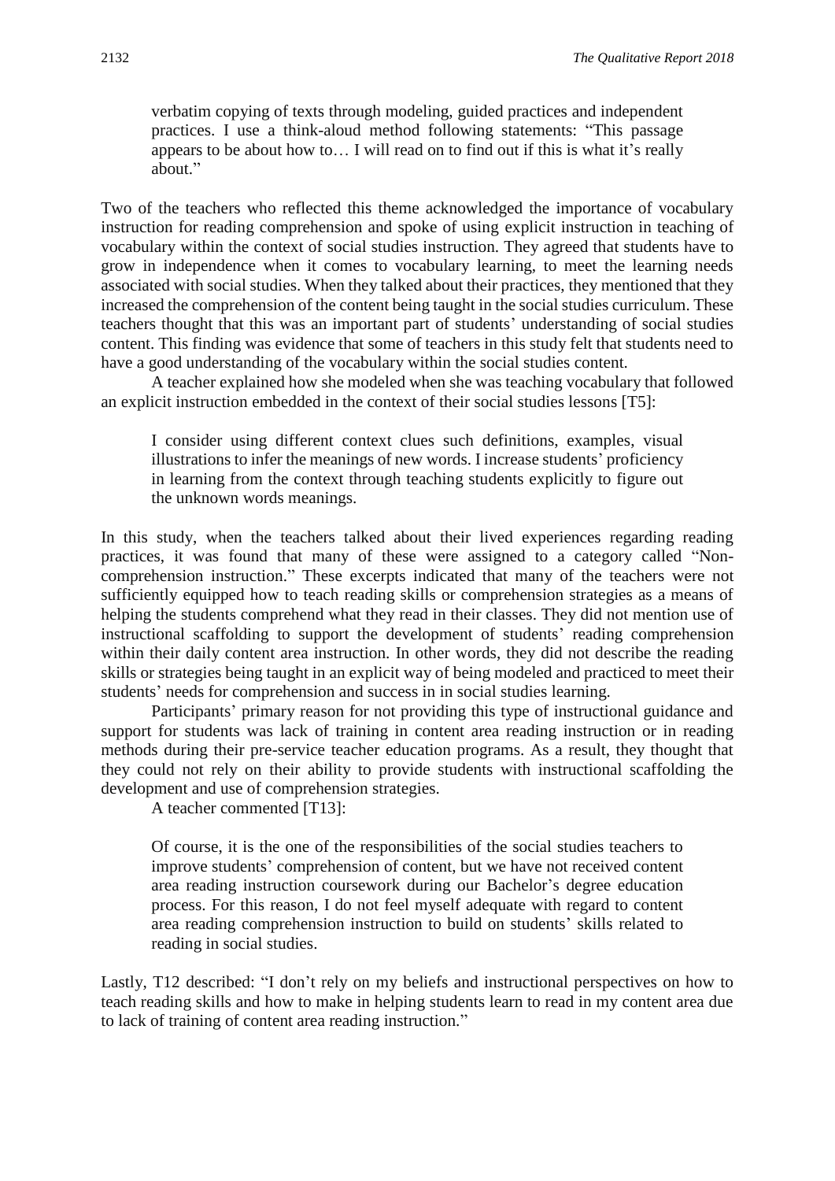> verbatim copying of texts through modeling, guided practices and independent practices. I use a think-aloud method following statements: "This passage appears to be about how to… I will read on to find out if this is what it's really about."

Two of the teachers who reflected this theme acknowledged the importance of vocabulary instruction for reading comprehension and spoke of using explicit instruction in teaching of vocabulary within the context of social studies instruction. They agreed that students have to grow in independence when it comes to vocabulary learning, to meet the learning needs associated with social studies. When they talked about their practices, they mentioned that they increased the comprehension of the content being taught in the social studies curriculum. These teachers thought that this was an important part of students' understanding of social studies content. This finding was evidence that some of teachers in this study felt that students need to have a good understanding of the vocabulary within the social studies content.

A teacher explained how she modeled when she was teaching vocabulary that followed an explicit instruction embedded in the context of their social studies lessons [T5]:

> I consider using different context clues such definitions, examples, visual illustrations to infer the meanings of new words. I increase students' proficiency in learning from the context through teaching students explicitly to figure out the unknown words meanings.

In this study, when the teachers talked about their lived experiences regarding reading practices, it was found that many of these were assigned to a category called "Non-comprehension instruction." These excerpts indicated that many of the teachers were not sufficiently equipped how to teach reading skills or comprehension strategies as a means of helping the students comprehend what they read in their classes. They did not mention use of instructional scaffolding to support the development of students' reading comprehension within their daily content area instruction. In other words, they did not describe the reading skills or strategies being taught in an explicit way of being modeled and practiced to meet their students' needs for comprehension and success in in social studies learning.

Participants' primary reason for not providing this type of instructional guidance and support for students was lack of training in content area reading instruction or in reading methods during their pre-service teacher education programs. As a result, they thought that they could not rely on their ability to provide students with instructional scaffolding the development and use of comprehension strategies.

A teacher commented [T13]:

> Of course, it is the one of the responsibilities of the social studies teachers to improve students' comprehension of content, but we have not received content area reading instruction coursework during our Bachelor's degree education process. For this reason, I do not feel myself adequate with regard to content area reading comprehension instruction to build on students' skills related to reading in social studies.

Lastly, T12 described: "I don't rely on my beliefs and instructional perspectives on how to teach reading skills and how to make in helping students learn to read in my content area due to lack of training of content area reading instruction."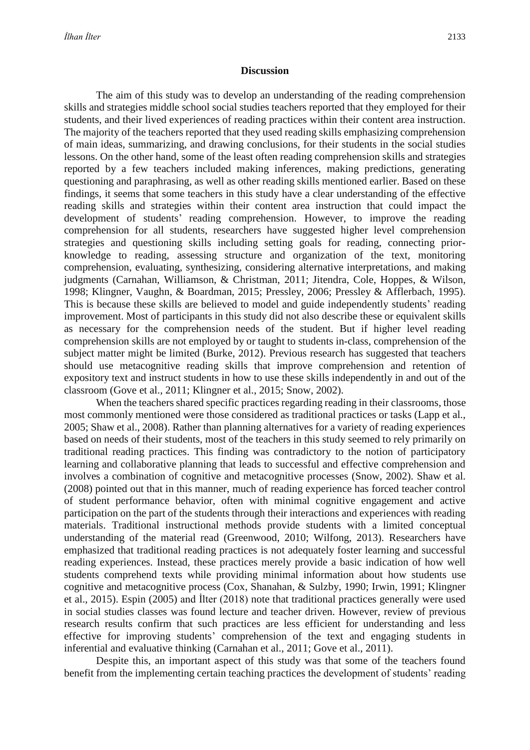## Discussion

The aim of this study was to develop an understanding of the reading comprehension skills and strategies middle school social studies teachers reported that they employed for their students, and their lived experiences of reading practices within their content area instruction. The majority of the teachers reported that they used reading skills emphasizing comprehension of main ideas, summarizing, and drawing conclusions, for their students in the social studies lessons. On the other hand, some of the least often reading comprehension skills and strategies reported by a few teachers included making inferences, making predictions, generating questioning and paraphrasing, as well as other reading skills mentioned earlier. Based on these findings, it seems that some teachers in this study have a clear understanding of the effective reading skills and strategies within their content area instruction that could impact the development of students' reading comprehension. However, to improve the reading comprehension for all students, researchers have suggested higher level comprehension strategies and questioning skills including setting goals for reading, connecting prior-knowledge to reading, assessing structure and organization of the text, monitoring comprehension, evaluating, synthesizing, considering alternative interpretations, and making judgments (Carnahan, Williamson, & Christman, 2011; Jitendra, Cole, Hoppes, & Wilson, 1998; Klingner, Vaughn, & Boardman, 2015; Pressley, 2006; Pressley & Afflerbach, 1995). This is because these skills are believed to model and guide independently students' reading improvement. Most of participants in this study did not also describe these or equivalent skills as necessary for the comprehension needs of the student. But if higher level reading comprehension skills are not employed by or taught to students in-class, comprehension of the subject matter might be limited (Burke, 2012). Previous research has suggested that teachers should use metacognitive reading skills that improve comprehension and retention of expository text and instruct students in how to use these skills independently in and out of the classroom (Gove et al., 2011; Klingner et al., 2015; Snow, 2002).

When the teachers shared specific practices regarding reading in their classrooms, those most commonly mentioned were those considered as traditional practices or tasks (Lapp et al., 2005; Shaw et al., 2008). Rather than planning alternatives for a variety of reading experiences based on needs of their students, most of the teachers in this study seemed to rely primarily on traditional reading practices. This finding was contradictory to the notion of participatory learning and collaborative planning that leads to successful and effective comprehension and involves a combination of cognitive and metacognitive processes (Snow, 2002). Shaw et al. (2008) pointed out that in this manner, much of reading experience has forced teacher control of student performance behavior, often with minimal cognitive engagement and active participation on the part of the students through their interactions and experiences with reading materials. Traditional instructional methods provide students with a limited conceptual understanding of the material read (Greenwood, 2010; Wilfong, 2013). Researchers have emphasized that traditional reading practices is not adequately foster learning and successful reading experiences. Instead, these practices merely provide a basic indication of how well students comprehend texts while providing minimal information about how students use cognitive and metacognitive process (Cox, Shanahan, & Sulzby, 1990; Irwin, 1991; Klingner et al., 2015). Espin (2005) and İlter (2018) note that traditional practices generally were used in social studies classes was found lecture and teacher driven. However, review of previous research results confirm that such practices are less efficient for understanding and less effective for improving students' comprehension of the text and engaging students in inferential and evaluative thinking (Carnahan et al., 2011; Gove et al., 2011).

Despite this, an important aspect of this study was that some of the teachers found benefit from the implementing certain teaching practices the development of students' reading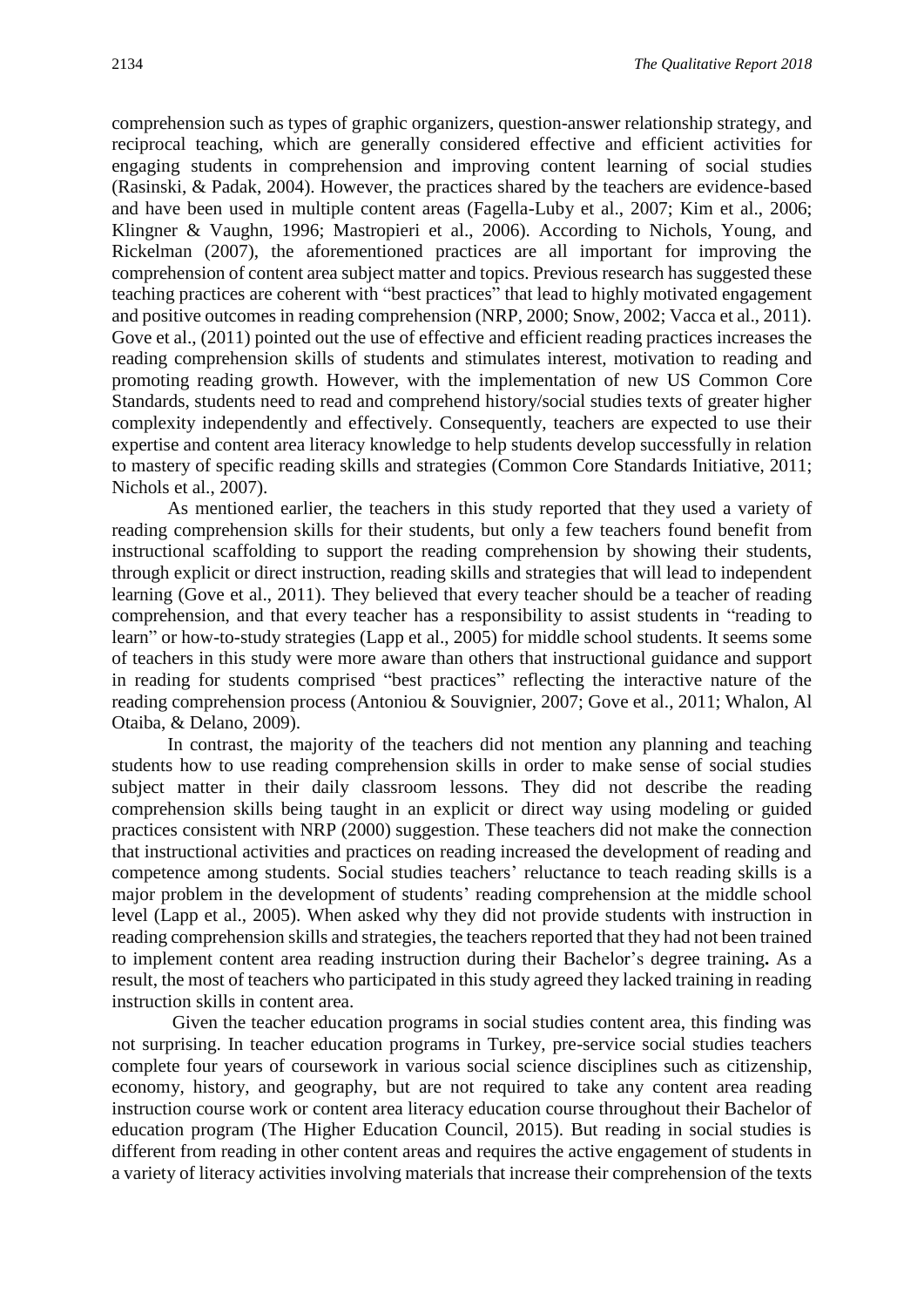comprehension such as types of graphic organizers, question-answer relationship strategy, and reciprocal teaching, which are generally considered effective and efficient activities for engaging students in comprehension and improving content learning of social studies (Rasinski, & Padak, 2004). However, the practices shared by the teachers are evidence-based and have been used in multiple content areas (Fagella-Luby et al., 2007; Kim et al., 2006; Klingner & Vaughn, 1996; Mastropieri et al., 2006). According to Nichols, Young, and Rickelman (2007), the aforementioned practices are all important for improving the comprehension of content area subject matter and topics. Previous research has suggested these teaching practices are coherent with "best practices" that lead to highly motivated engagement and positive outcomes in reading comprehension (NRP, 2000; Snow, 2002; Vacca et al., 2011). Gove et al., (2011) pointed out the use of effective and efficient reading practices increases the reading comprehension skills of students and stimulates interest, motivation to reading and promoting reading growth. However, with the implementation of new US Common Core Standards, students need to read and comprehend history/social studies texts of greater higher complexity independently and effectively. Consequently, teachers are expected to use their expertise and content area literacy knowledge to help students develop successfully in relation to mastery of specific reading skills and strategies (Common Core Standards Initiative, 2011; Nichols et al., 2007).

As mentioned earlier, the teachers in this study reported that they used a variety of reading comprehension skills for their students, but only a few teachers found benefit from instructional scaffolding to support the reading comprehension by showing their students, through explicit or direct instruction, reading skills and strategies that will lead to independent learning (Gove et al., 2011). They believed that every teacher should be a teacher of reading comprehension, and that every teacher has a responsibility to assist students in "reading to learn" or how-to-study strategies (Lapp et al., 2005) for middle school students. It seems some of teachers in this study were more aware than others that instructional guidance and support in reading for students comprised "best practices" reflecting the interactive nature of the reading comprehension process (Antoniou & Souvignier, 2007; Gove et al., 2011; Whalon, Al Otaiba, & Delano, 2009).

In contrast, the majority of the teachers did not mention any planning and teaching students how to use reading comprehension skills in order to make sense of social studies subject matter in their daily classroom lessons. They did not describe the reading comprehension skills being taught in an explicit or direct way using modeling or guided practices consistent with NRP (2000) suggestion. These teachers did not make the connection that instructional activities and practices on reading increased the development of reading and competence among students. Social studies teachers' reluctance to teach reading skills is a major problem in the development of students' reading comprehension at the middle school level (Lapp et al., 2005). When asked why they did not provide students with instruction in reading comprehension skills and strategies, the teachers reported that they had not been trained to implement content area reading instruction during their Bachelor's degree training**.** As a result, the most of teachers who participated in this study agreed they lacked training in reading instruction skills in content area.

Given the teacher education programs in social studies content area, this finding was not surprising. In teacher education programs in Turkey, pre-service social studies teachers complete four years of coursework in various social science disciplines such as citizenship, economy, history, and geography, but are not required to take any content area reading instruction course work or content area literacy education course throughout their Bachelor of education program (The Higher Education Council, 2015). But reading in social studies is different from reading in other content areas and requires the active engagement of students in a variety of literacy activities involving materials that increase their comprehension of the texts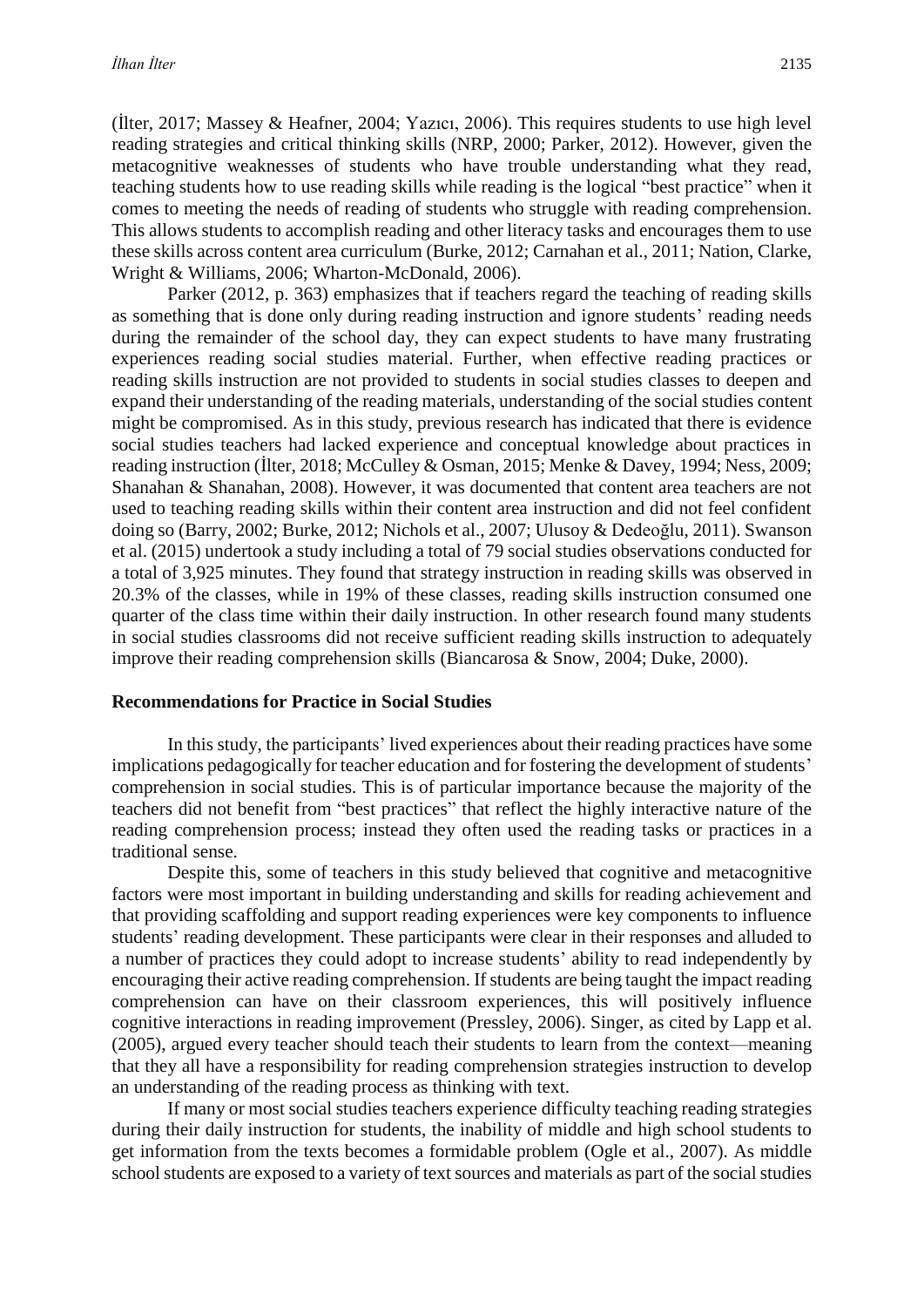(İlter, 2017; Massey & Heafner, 2004; Yazıcı, 2006). This requires students to use high level reading strategies and critical thinking skills (NRP, 2000; Parker, 2012). However, given the metacognitive weaknesses of students who have trouble understanding what they read, teaching students how to use reading skills while reading is the logical "best practice" when it comes to meeting the needs of reading of students who struggle with reading comprehension. This allows students to accomplish reading and other literacy tasks and encourages them to use these skills across content area curriculum (Burke, 2012; Carnahan et al., 2011; Nation, Clarke, Wright & Williams, 2006; Wharton-McDonald, 2006).

Parker (2012, p. 363) emphasizes that if teachers regard the teaching of reading skills as something that is done only during reading instruction and ignore students' reading needs during the remainder of the school day, they can expect students to have many frustrating experiences reading social studies material. Further, when effective reading practices or reading skills instruction are not provided to students in social studies classes to deepen and expand their understanding of the reading materials, understanding of the social studies content might be compromised. As in this study, previous research has indicated that there is evidence social studies teachers had lacked experience and conceptual knowledge about practices in reading instruction (İlter, 2018; McCulley & Osman, 2015; Menke & Davey, 1994; Ness, 2009; Shanahan & Shanahan, 2008). However, it was documented that content area teachers are not used to teaching reading skills within their content area instruction and did not feel confident doing so (Barry, 2002; Burke, 2012; Nichols et al., 2007; Ulusoy & Dedeoğlu, 2011). Swanson et al. (2015) undertook a study including a total of 79 social studies observations conducted for a total of 3,925 minutes. They found that strategy instruction in reading skills was observed in 20.3% of the classes, while in 19% of these classes, reading skills instruction consumed one quarter of the class time within their daily instruction. In other research found many students in social studies classrooms did not receive sufficient reading skills instruction to adequately improve their reading comprehension skills (Biancarosa & Snow, 2004; Duke, 2000).

## Recommendations for Practice in Social Studies

In this study, the participants' lived experiences about their reading practices have some implications pedagogically for teacher education and for fostering the development of students' comprehension in social studies. This is of particular importance because the majority of the teachers did not benefit from "best practices" that reflect the highly interactive nature of the reading comprehension process; instead they often used the reading tasks or practices in a traditional sense.

Despite this, some of teachers in this study believed that cognitive and metacognitive factors were most important in building understanding and skills for reading achievement and that providing scaffolding and support reading experiences were key components to influence students' reading development. These participants were clear in their responses and alluded to a number of practices they could adopt to increase students' ability to read independently by encouraging their active reading comprehension. If students are being taught the impact reading comprehension can have on their classroom experiences, this will positively influence cognitive interactions in reading improvement (Pressley, 2006). Singer, as cited by Lapp et al. (2005), argued every teacher should teach their students to learn from the context—meaning that they all have a responsibility for reading comprehension strategies instruction to develop an understanding of the reading process as thinking with text.

If many or most social studies teachers experience difficulty teaching reading strategies during their daily instruction for students, the inability of middle and high school students to get information from the texts becomes a formidable problem (Ogle et al., 2007). As middle school students are exposed to a variety of text sources and materials as part of the social studies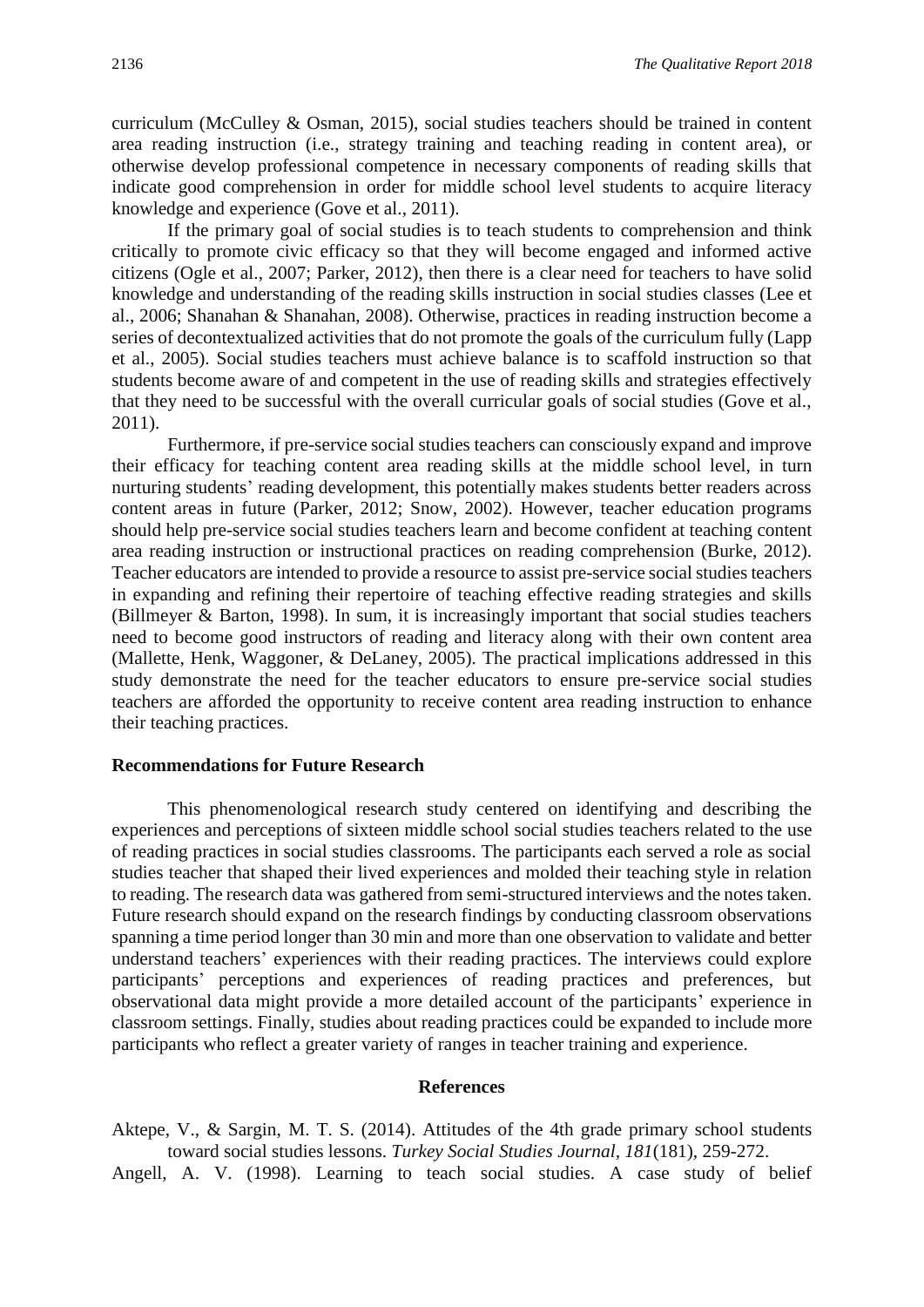curriculum (McCulley & Osman, 2015), social studies teachers should be trained in content area reading instruction (i.e., strategy training and teaching reading in content area), or otherwise develop professional competence in necessary components of reading skills that indicate good comprehension in order for middle school level students to acquire literacy knowledge and experience (Gove et al., 2011).

If the primary goal of social studies is to teach students to comprehension and think critically to promote civic efficacy so that they will become engaged and informed active citizens (Ogle et al., 2007; Parker, 2012), then there is a clear need for teachers to have solid knowledge and understanding of the reading skills instruction in social studies classes (Lee et al., 2006; Shanahan & Shanahan, 2008). Otherwise, practices in reading instruction become a series of decontextualized activities that do not promote the goals of the curriculum fully (Lapp et al., 2005). Social studies teachers must achieve balance is to scaffold instruction so that students become aware of and competent in the use of reading skills and strategies effectively that they need to be successful with the overall curricular goals of social studies (Gove et al., 2011).

Furthermore, if pre-service social studies teachers can consciously expand and improve their efficacy for teaching content area reading skills at the middle school level, in turn nurturing students' reading development, this potentially makes students better readers across content areas in future (Parker, 2012; Snow, 2002). However, teacher education programs should help pre-service social studies teachers learn and become confident at teaching content area reading instruction or instructional practices on reading comprehension (Burke, 2012). Teacher educators are intended to provide a resource to assist pre-service social studies teachers in expanding and refining their repertoire of teaching effective reading strategies and skills (Billmeyer & Barton, 1998). In sum, it is increasingly important that social studies teachers need to become good instructors of reading and literacy along with their own content area (Mallette, Henk, Waggoner, & DeLaney, 2005). The practical implications addressed in this study demonstrate the need for the teacher educators to ensure pre-service social studies teachers are afforded the opportunity to receive content area reading instruction to enhance their teaching practices.

### Recommendations for Future Research

This phenomenological research study centered on identifying and describing the experiences and perceptions of sixteen middle school social studies teachers related to the use of reading practices in social studies classrooms. The participants each served a role as social studies teacher that shaped their lived experiences and molded their teaching style in relation to reading. The research data was gathered from semi-structured interviews and the notes taken. Future research should expand on the research findings by conducting classroom observations spanning a time period longer than 30 min and more than one observation to validate and better understand teachers' experiences with their reading practices. The interviews could explore participants' perceptions and experiences of reading practices and preferences, but observational data might provide a more detailed account of the participants' experience in classroom settings. Finally, studies about reading practices could be expanded to include more participants who reflect a greater variety of ranges in teacher training and experience.

## References

Aktepe, V., & Sargin, M. T. S. (2014). Attitudes of the 4th grade primary school students toward social studies lessons. *Turkey Social Studies Journal, 181*(181), 259-272.

Angell, A. V. (1998). Learning to teach social studies. A case study of belief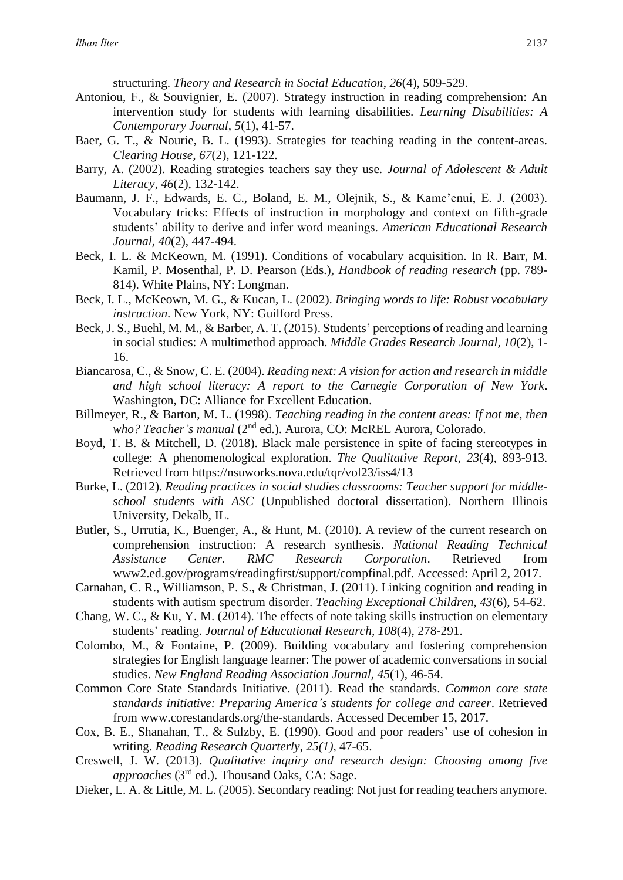structuring. *Theory and Research in Social Education*, *26*(4), 509-529.

Antoniou, F., & Souvignier, E. (2007). Strategy instruction in reading comprehension: An intervention study for students with learning disabilities. *Learning Disabilities: A Contemporary Journal*, *5*(1), 41-57.

Baer, G. T., & Nourie, B. L. (1993). Strategies for teaching reading in the content-areas. *Clearing House, 67*(2), 121-122.

Barry, A. (2002). Reading strategies teachers say they use. *Journal of Adolescent & Adult Literacy, 46*(2), 132-142.

Baumann, J. F., Edwards, E. C., Boland, E. M., Olejnik, S., & Kame'enui, E. J. (2003). Vocabulary tricks: Effects of instruction in morphology and context on fifth-grade students' ability to derive and infer word meanings. *American Educational Research Journal*, *40*(2), 447-494.

Beck, I. L. & McKeown, M. (1991). Conditions of vocabulary acquisition. In R. Barr, M. Kamil, P. Mosenthal, P. D. Pearson (Eds.), *Handbook of reading research* (pp. 789-814). White Plains, NY: Longman.

Beck, I. L., McKeown, M. G., & Kucan, L. (2002). *Bringing words to life: Robust vocabulary instruction*. New York, NY: Guilford Press.

Beck, J. S., Buehl, M. M., & Barber, A. T. (2015). Students' perceptions of reading and learning in social studies: A multimethod approach. *Middle Grades Research Journal*, *10*(2), 1-16.

Biancarosa, C., & Snow, C. E. (2004). *Reading next: A vision for action and research in middle and high school literacy: A report to the Carnegie Corporation of New York*. Washington, DC: Alliance for Excellent Education.

Billmeyer, R., & Barton, M. L. (1998). *Teaching reading in the content areas: If not me, then who? Teacher's manual* (2nd ed.). Aurora, CO: McREL Aurora, Colorado.

Boyd, T. B. & Mitchell, D. (2018). Black male persistence in spite of facing stereotypes in college: A phenomenological exploration. *The Qualitative Report, 23*(4), 893-913. Retrieved from https://nsuworks.nova.edu/tqr/vol23/iss4/13

Burke, L. (2012). *Reading practices in social studies classrooms: Teacher support for middle-school students with ASC* (Unpublished doctoral dissertation). Northern Illinois University, Dekalb, IL.

Butler, S., Urrutia, K., Buenger, A., & Hunt, M. (2010). A review of the current research on comprehension instruction: A research synthesis. *National Reading Technical Assistance Center. RMC Research Corporation*. Retrieved from www2.ed.gov/programs/readingfirst/support/compfinal.pdf. Accessed: April 2, 2017.

Carnahan, C. R., Williamson, P. S., & Christman, J. (2011). Linking cognition and reading in students with autism spectrum disorder. *Teaching Exceptional Children, 43*(6), 54-62.

Chang, W. C., & Ku, Y. M. (2014). The effects of note taking skills instruction on elementary students' reading. *Journal of Educational Research, 108*(4), 278-291.

Colombo, M., & Fontaine, P. (2009). Building vocabulary and fostering comprehension strategies for English language learner: The power of academic conversations in social studies. *New England Reading Association Journal, 45*(1), 46-54.

Common Core State Standards Initiative. (2011). Read the standards. *Common core state standards initiative: Preparing America's students for college and career*. Retrieved from www.corestandards.org/the-standards. Accessed December 15, 2017.

Cox, B. E., Shanahan, T., & Sulzby, E. (1990). Good and poor readers' use of cohesion in writing. *Reading Research Quarterly, 25(1)*, 47-65.

Creswell, J. W. (2013). *Qualitative inquiry and research design: Choosing among five approaches* (3rd ed.). Thousand Oaks, CA: Sage.

Dieker, L. A. & Little, M. L. (2005). Secondary reading: Not just for reading teachers anymore.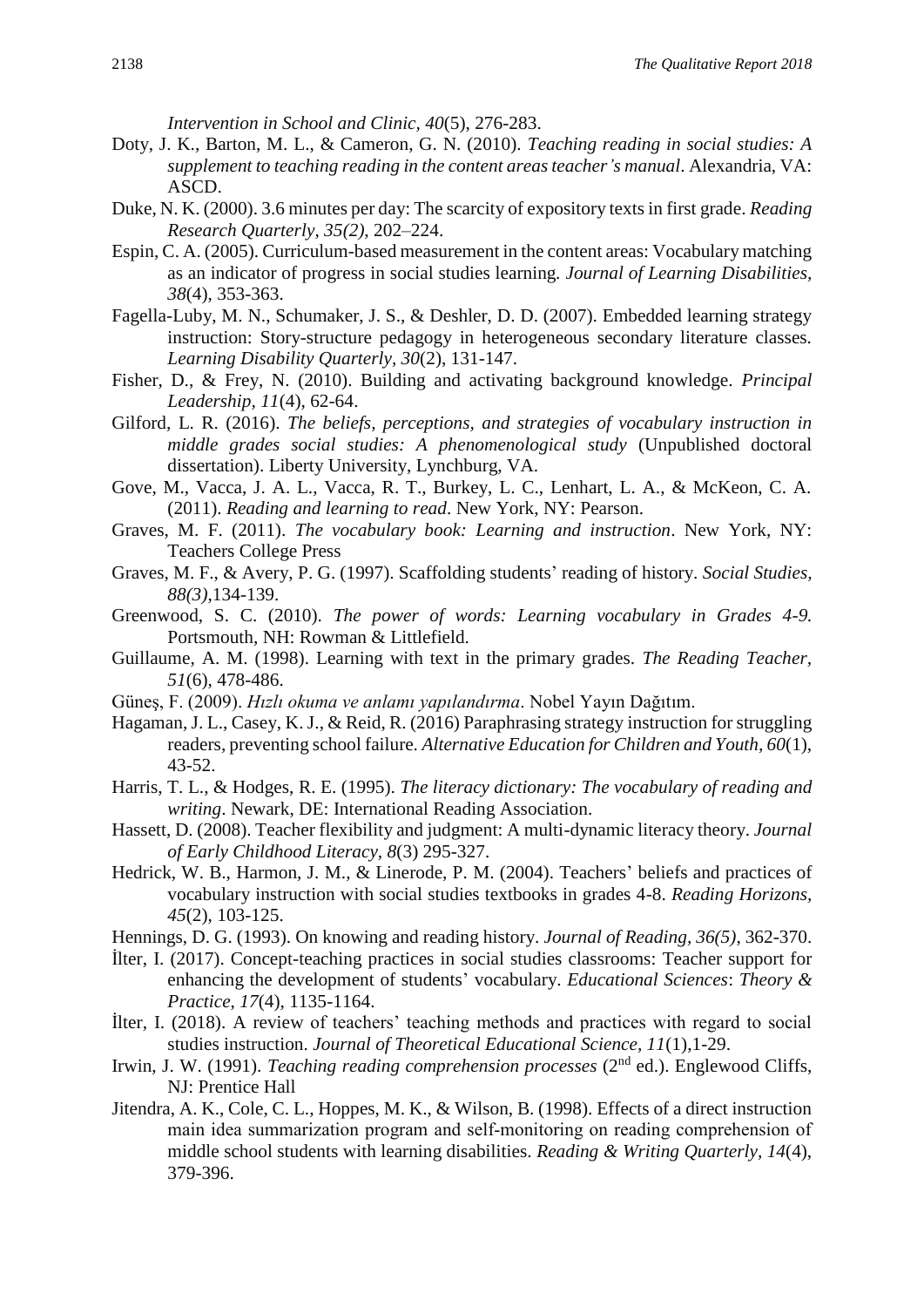*Intervention in School and Clinic, 40*(5), 276-283.

Doty, J. K., Barton, M. L., & Cameron, G. N. (2010). *Teaching reading in social studies: A supplement to teaching reading in the content areas teacher's manual*. Alexandria, VA: ASCD.

Duke, N. K. (2000). 3.6 minutes per day: The scarcity of expository texts in first grade. *Reading Research Quarterly, 35(2)*, 202–224.

Espin, C. A. (2005). Curriculum-based measurement in the content areas: Vocabulary matching as an indicator of progress in social studies learning. *Journal of Learning Disabilities*, *38*(4), 353-363.

Fagella-Luby, M. N., Schumaker, J. S., & Deshler, D. D. (2007). Embedded learning strategy instruction: Story-structure pedagogy in heterogeneous secondary literature classes. *Learning Disability Quarterly*, *30*(2), 131-147.

Fisher, D., & Frey, N. (2010). Building and activating background knowledge. *Principal Leadership, 11*(4), 62-64.

Gilford, L. R. (2016). *The beliefs, perceptions, and strategies of vocabulary instruction in middle grades social studies: A phenomenological study* (Unpublished doctoral dissertation). Liberty University, Lynchburg, VA.

Gove, M., Vacca, J. A. L., Vacca, R. T., Burkey, L. C., Lenhart, L. A., & McKeon, C. A. (2011). *Reading and learning to read*. New York, NY: Pearson.

Graves, M. F. (2011). *The vocabulary book: Learning and instruction*. New York, NY: Teachers College Press

Graves, M. F., & Avery, P. G. (1997). Scaffolding students' reading of history. *Social Studies, 88(3)*,134-139.

Greenwood, S. C. (2010). *The power of words: Learning vocabulary in Grades 4-9.* Portsmouth, NH: Rowman & Littlefield.

Guillaume, A. M. (1998). Learning with text in the primary grades. *The Reading Teacher, 51*(6), 478-486.

Güneş, F. (2009). *Hızlı okuma ve anlamı yapılandırma*. Nobel Yayın Dağıtım.

Hagaman, J. L., Casey, K. J., & Reid, R. (2016) Paraphrasing strategy instruction for struggling readers, preventing school failure. *Alternative Education for Children and Youth, 60*(1), 43-52.

Harris, T. L., & Hodges, R. E. (1995). *The literacy dictionary: The vocabulary of reading and writing*. Newark, DE: International Reading Association.

Hassett, D. (2008). Teacher flexibility and judgment: A multi-dynamic literacy theory. *Journal of Early Childhood Literacy, 8*(3) 295-327.

Hedrick, W. B., Harmon, J. M., & Linerode, P. M. (2004). Teachers' beliefs and practices of vocabulary instruction with social studies textbooks in grades 4-8. *Reading Horizons, 45*(2), 103-125.

Hennings, D. G. (1993). On knowing and reading history. *Journal of Reading, 36(5)*, 362-370.

İlter, I. (2017). Concept-teaching practices in social studies classrooms: Teacher support for enhancing the development of students' vocabulary. *Educational Sciences*: *Theory & Practice*, *17*(4), 1135-1164.

İlter, I. (2018). A review of teachers' teaching methods and practices with regard to social studies instruction. *Journal of Theoretical Educational Science, 11*(1),1-29.

Irwin, J. W. (1991). *Teaching reading comprehension processes* (2nd ed.). Englewood Cliffs, NJ: Prentice Hall

Jitendra, A. K., Cole, C. L., Hoppes, M. K., & Wilson, B. (1998). Effects of a direct instruction main idea summarization program and self-monitoring on reading comprehension of middle school students with learning disabilities. *Reading & Writing Quarterly, 14*(4), 379-396.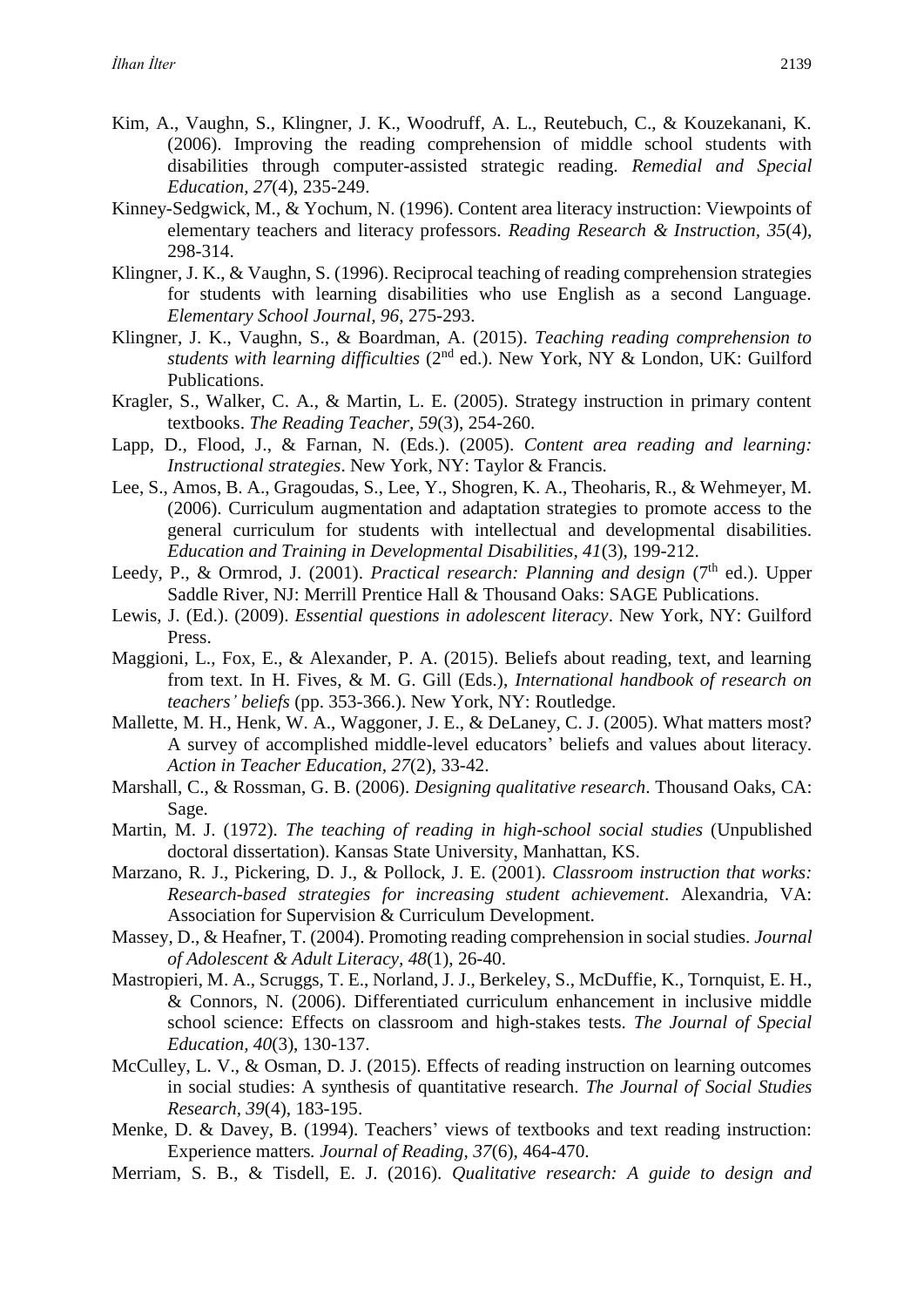Kim, A., Vaughn, S., Klingner, J. K., Woodruff, A. L., Reutebuch, C., & Kouzekanani, K. (2006). Improving the reading comprehension of middle school students with disabilities through computer-assisted strategic reading. *Remedial and Special Education, 27*(4), 235-249.

Kinney-Sedgwick, M., & Yochum, N. (1996). Content area literacy instruction: Viewpoints of elementary teachers and literacy professors. *Reading Research & Instruction, 35*(4), 298-314.

Klingner, J. K., & Vaughn, S. (1996). Reciprocal teaching of reading comprehension strategies for students with learning disabilities who use English as a second Language. *Elementary School Journal, 96*, 275-293.

Klingner, J. K., Vaughn, S., & Boardman, A. (2015). *Teaching reading comprehension to students with learning difficulties* (2nd ed.). New York, NY & London, UK: Guilford Publications.

Kragler, S., Walker, C. A., & Martin, L. E. (2005). Strategy instruction in primary content textbooks. *The Reading Teacher, 59*(3), 254-260.

Lapp, D., Flood, J., & Farnan, N. (Eds.). (2005). *Content area reading and learning: Instructional strategies*. New York, NY: Taylor & Francis.

Lee, S., Amos, B. A., Gragoudas, S., Lee, Y., Shogren, K. A., Theoharis, R., & Wehmeyer, M. (2006). Curriculum augmentation and adaptation strategies to promote access to the general curriculum for students with intellectual and developmental disabilities. *Education and Training in Developmental Disabilities, 41*(3), 199-212.

Leedy, P., & Ormrod, J. (2001). *Practical research: Planning and design* (7th ed.). Upper Saddle River, NJ: Merrill Prentice Hall & Thousand Oaks: SAGE Publications.

Lewis, J. (Ed.). (2009). *Essential questions in adolescent literacy*. New York, NY: Guilford Press.

Maggioni, L., Fox, E., & Alexander, P. A. (2015). Beliefs about reading, text, and learning from text. In H. Fives, & M. G. Gill (Eds.), *International handbook of research on teachers' beliefs* (pp. 353-366.). New York, NY: Routledge.

Mallette, M. H., Henk, W. A., Waggoner, J. E., & DeLaney, C. J. (2005). What matters most? A survey of accomplished middle-level educators' beliefs and values about literacy. *Action in Teacher Education, 27*(2), 33-42.

Marshall, C., & Rossman, G. B. (2006). *Designing qualitative research*. Thousand Oaks, CA: Sage.

Martin, M. J. (1972). *The teaching of reading in high-school social studies* (Unpublished doctoral dissertation). Kansas State University, Manhattan, KS.

Marzano, R. J., Pickering, D. J., & Pollock, J. E. (2001). *Classroom instruction that works: Research-based strategies for increasing student achievement*. Alexandria, VA: Association for Supervision & Curriculum Development.

Massey, D., & Heafner, T. (2004). Promoting reading comprehension in social studies. *Journal of Adolescent & Adult Literacy, 48*(1), 26-40.

Mastropieri, M. A., Scruggs, T. E., Norland, J. J., Berkeley, S., McDuffie, K., Tornquist, E. H., & Connors, N. (2006). Differentiated curriculum enhancement in inclusive middle school science: Effects on classroom and high-stakes tests. *The Journal of Special Education, 40*(3), 130-137.

McCulley, L. V., & Osman, D. J. (2015). Effects of reading instruction on learning outcomes in social studies: A synthesis of quantitative research. *The Journal of Social Studies Research, 39*(4), 183-195.

Menke, D. & Davey, B. (1994). Teachers' views of textbooks and text reading instruction: Experience matters. *Journal of Reading, 37*(6), 464-470.

Merriam, S. B., & Tisdell, E. J. (2016). *Qualitative research: A guide to design and*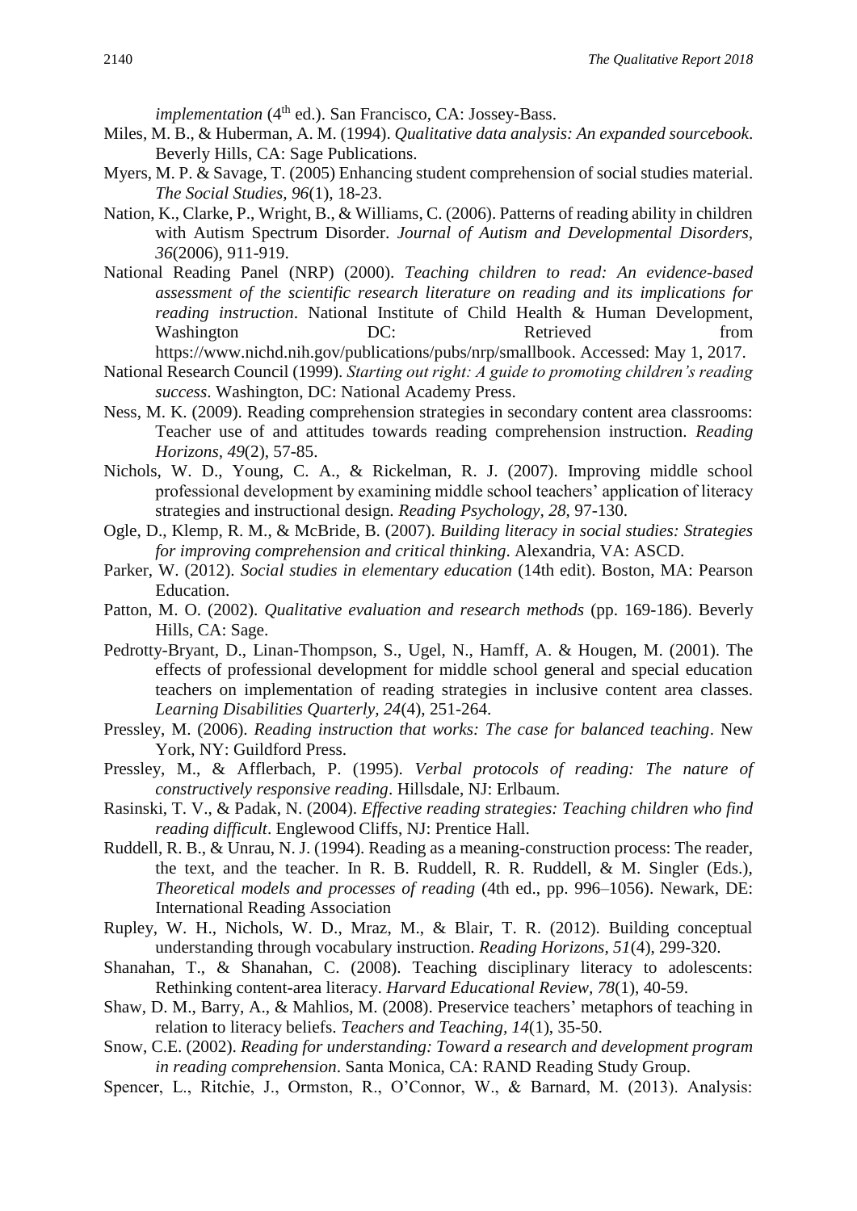*implementation* (4th ed.). San Francisco, CA: Jossey-Bass.

Miles, M. B., & Huberman, A. M. (1994). *Qualitative data analysis: An expanded sourcebook*. Beverly Hills, CA: Sage Publications.

Myers, M. P. & Savage, T. (2005) Enhancing student comprehension of social studies material. *The Social Studies, 96*(1), 18-23.

Nation, K., Clarke, P., Wright, B., & Williams, C. (2006). Patterns of reading ability in children with Autism Spectrum Disorder. *Journal of Autism and Developmental Disorders, 36*(2006), 911-919.

National Reading Panel (NRP) (2000). *Teaching children to read: An evidence-based assessment of the scientific research literature on reading and its implications for reading instruction*. National Institute of Child Health & Human Development, Washington DC: Retrieved from https://www.nichd.nih.gov/publications/pubs/nrp/smallbook. Accessed: May 1, 2017.

National Research Council (1999). *Starting out right: A guide to promoting children's reading success*. Washington, DC: National Academy Press.

Ness, M. K. (2009). Reading comprehension strategies in secondary content area classrooms: Teacher use of and attitudes towards reading comprehension instruction. *Reading Horizons, 49*(2), 57-85.

Nichols, W. D., Young, C. A., & Rickelman, R. J. (2007). Improving middle school professional development by examining middle school teachers' application of literacy strategies and instructional design. *Reading Psychology, 28*, 97-130.

Ogle, D., Klemp, R. M., & McBride, B. (2007). *Building literacy in social studies: Strategies for improving comprehension and critical thinking*. Alexandria, VA: ASCD.

Parker, W. (2012). *Social studies in elementary education* (14th edit). Boston, MA: Pearson Education.

Patton, M. O. (2002). *Qualitative evaluation and research methods* (pp. 169-186). Beverly Hills, CA: Sage.

Pedrotty-Bryant, D., Linan-Thompson, S., Ugel, N., Hamff, A. & Hougen, M. (2001). The effects of professional development for middle school general and special education teachers on implementation of reading strategies in inclusive content area classes. *Learning Disabilities Quarterly, 24*(4), 251-264.

Pressley, M. (2006). *Reading instruction that works: The case for balanced teaching*. New York, NY: Guildford Press.

Pressley, M., & Afflerbach, P. (1995). *Verbal protocols of reading: The nature of constructively responsive reading*. Hillsdale, NJ: Erlbaum.

Rasinski, T. V., & Padak, N. (2004). *Effective reading strategies: Teaching children who find reading difficult*. Englewood Cliffs, NJ: Prentice Hall.

Ruddell, R. B., & Unrau, N. J. (1994). Reading as a meaning-construction process: The reader, the text, and the teacher. In R. B. Ruddell, R. R. Ruddell, & M. Singler (Eds.), *Theoretical models and processes of reading* (4th ed., pp. 996–1056). Newark, DE: International Reading Association

Rupley, W. H., Nichols, W. D., Mraz, M., & Blair, T. R. (2012). Building conceptual understanding through vocabulary instruction. *Reading Horizons, 51*(4), 299-320.

Shanahan, T., & Shanahan, C. (2008). Teaching disciplinary literacy to adolescents: Rethinking content-area literacy. *Harvard Educational Review, 78*(1), 40-59.

Shaw, D. M., Barry, A., & Mahlios, M. (2008). Preservice teachers' metaphors of teaching in relation to literacy beliefs. *Teachers and Teaching, 14*(1), 35-50.

Snow, C.E. (2002). *Reading for understanding: Toward a research and development program in reading comprehension*. Santa Monica, CA: RAND Reading Study Group.

Spencer, L., Ritchie, J., Ormston, R., O'Connor, W., & Barnard, M. (2013). Analysis: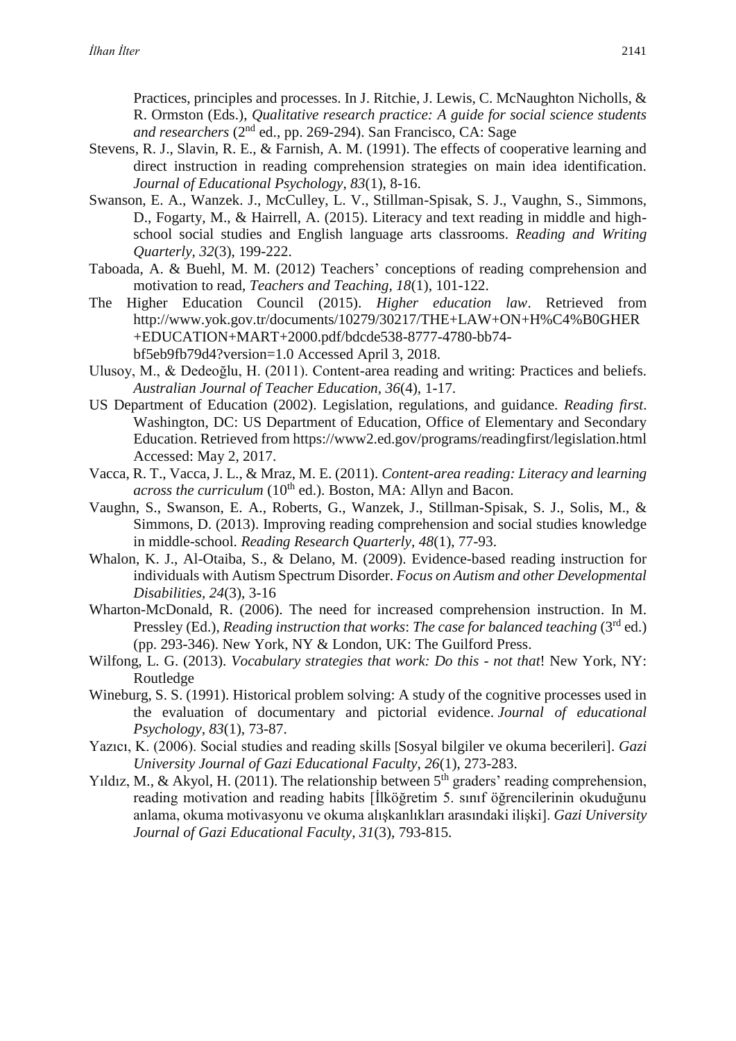Practices, principles and processes. In J. Ritchie, J. Lewis, C. McNaughton Nicholls, & R. Ormston (Eds.), *Qualitative research practice: A guide for social science students and researchers* (2nd ed., pp. 269-294). San Francisco, CA: Sage

Stevens, R. J., Slavin, R. E., & Farnish, A. M. (1991). The effects of cooperative learning and direct instruction in reading comprehension strategies on main idea identification. *Journal of Educational Psychology, 83*(1), 8-16.

Swanson, E. A., Wanzek. J., McCulley, L. V., Stillman-Spisak, S. J., Vaughn, S., Simmons, D., Fogarty, M., & Hairrell, A. (2015). Literacy and text reading in middle and high-school social studies and English language arts classrooms. *Reading and Writing Quarterly, 32*(3), 199-222.

Taboada, A. & Buehl, M. M. (2012) Teachers' conceptions of reading comprehension and motivation to read, *Teachers and Teaching, 18*(1), 101-122.

The Higher Education Council (2015). *Higher education law*. Retrieved from http://www.yok.gov.tr/documents/10279/30217/THE+LAW+ON+H%C4%B0GHER+EDUCATION+MART+2000.pdf/bdcde538-8777-4780-bb74-bf5eb9fb79d4?version=1.0 Accessed April 3, 2018.

Ulusoy, M., & Dedeoğlu, H. (2011). Content-area reading and writing: Practices and beliefs. *Australian Journal of Teacher Education, 36*(4), 1-17.

US Department of Education (2002). Legislation, regulations, and guidance. *Reading first*. Washington, DC: US Department of Education, Office of Elementary and Secondary Education. Retrieved from https://www2.ed.gov/programs/readingfirst/legislation.html Accessed: May 2, 2017.

Vacca, R. T., Vacca, J. L., & Mraz, M. E. (2011). *Content-area reading: Literacy and learning across the curriculum* (10th ed.). Boston, MA: Allyn and Bacon.

Vaughn, S., Swanson, E. A., Roberts, G., Wanzek, J., Stillman-Spisak, S. J., Solis, M., & Simmons, D. (2013). Improving reading comprehension and social studies knowledge in middle-school. *Reading Research Quarterly, 48*(1), 77-93.

Whalon, K. J., Al-Otaiba, S., & Delano, M. (2009). Evidence-based reading instruction for individuals with Autism Spectrum Disorder. *Focus on Autism and other Developmental Disabilities, 24*(3), 3-16

Wharton-McDonald, R. (2006). The need for increased comprehension instruction. In M. Pressley (Ed.), *Reading instruction that works*: *The case for balanced teaching* (3rd ed.) (pp. 293-346). New York, NY & London, UK: The Guilford Press.

Wilfong, L. G. (2013). *Vocabulary strategies that work: Do this - not that*! New York, NY: Routledge

Wineburg, S. S. (1991). Historical problem solving: A study of the cognitive processes used in the evaluation of documentary and pictorial evidence. *Journal of educational Psychology, 83*(1), 73-87.

Yazıcı, K. (2006). Social studies and reading skills [Sosyal bilgiler ve okuma becerileri]. *Gazi University Journal of Gazi Educational Faculty, 26*(1), 273-283.

Yıldız, M., & Akyol, H. (2011). The relationship between 5th graders' reading comprehension, reading motivation and reading habits [İlköğretim 5. sınıf öğrencilerinin okuduğunu anlama, okuma motivasyonu ve okuma alışkanlıkları arasındaki ilişki]. *Gazi University Journal of Gazi Educational Faculty*, *31*(3), 793-815.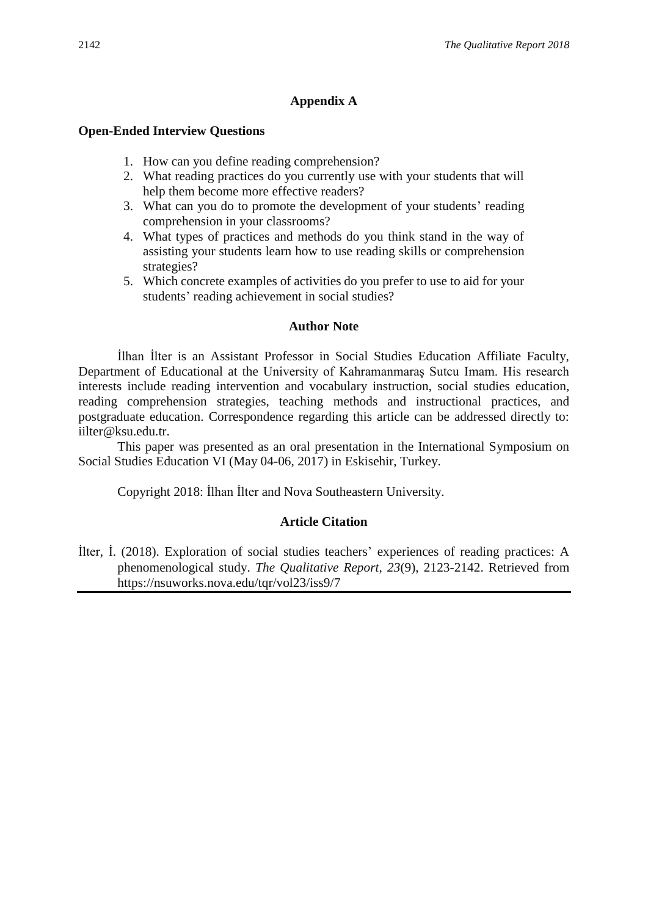## Appendix A

### Open-Ended Interview Questions

1. How can you define reading comprehension?
2. What reading practices do you currently use with your students that will help them become more effective readers?
3. What can you do to promote the development of your students' reading comprehension in your classrooms?
4. What types of practices and methods do you think stand in the way of assisting your students learn how to use reading skills or comprehension strategies?
5. Which concrete examples of activities do you prefer to use to aid for your students' reading achievement in social studies?

## Author Note

İlhan İlter is an Assistant Professor in Social Studies Education Affiliate Faculty, Department of Educational at the University of Kahramanmaraş Sutcu Imam. His research interests include reading intervention and vocabulary instruction, social studies education, reading comprehension strategies, teaching methods and instructional practices, and postgraduate education. Correspondence regarding this article can be addressed directly to: iilter@ksu.edu.tr.

This paper was presented as an oral presentation in the International Symposium on Social Studies Education VI (May 04-06, 2017) in Eskisehir, Turkey.

Copyright 2018: İlhan İlter and Nova Southeastern University.

## Article Citation

İlter, İ. (2018). Exploration of social studies teachers' experiences of reading practices: A phenomenological study. *The Qualitative Report*, *23*(9), 2123-2142. Retrieved from https://nsuworks.nova.edu/tqr/vol23/iss9/7